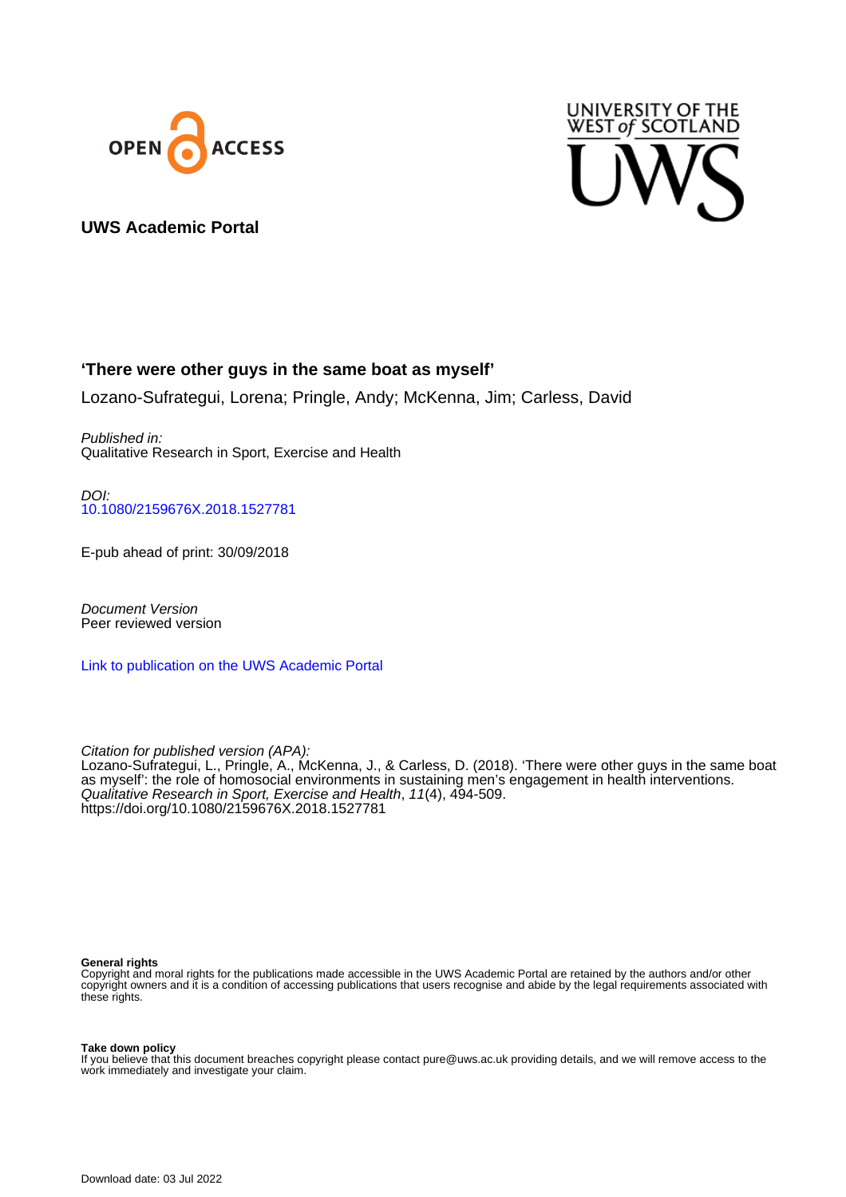UWS Academic Portal

## 'There were other guys in the same boat as myself'

Lozano-Sufrategui, Lorena; Pringle, Andy; McKenna, Jim; Carless, David

*Published in:*
Qualitative Research in Sport, Exercise and Health

*DOI:*
10.1080/2159676X.2018.1527781

E-pub ahead of print: 30/09/2018

*Document Version*
Peer reviewed version

Link to publication on the UWS Academic Portal

*Citation for published version (APA):*
Lozano-Sufrategui, L., Pringle, A., McKenna, J., & Carless, D. (2018). 'There were other guys in the same boat as myself': the role of homosocial environments in sustaining men's engagement in health interventions. *Qualitative Research in Sport, Exercise and Health*, *11*(4), 494-509. https://doi.org/10.1080/2159676X.2018.1527781

**General rights**
Copyright and moral rights for the publications made accessible in the UWS Academic Portal are retained by the authors and/or other copyright owners and it is a condition of accessing publications that users recognise and abide by the legal requirements associated with these rights.

**Take down policy**
If you believe that this document breaches copyright please contact pure@uws.ac.uk providing details, and we will remove access to the work immediately and investigate your claim.

Download date: 03 Jul 2022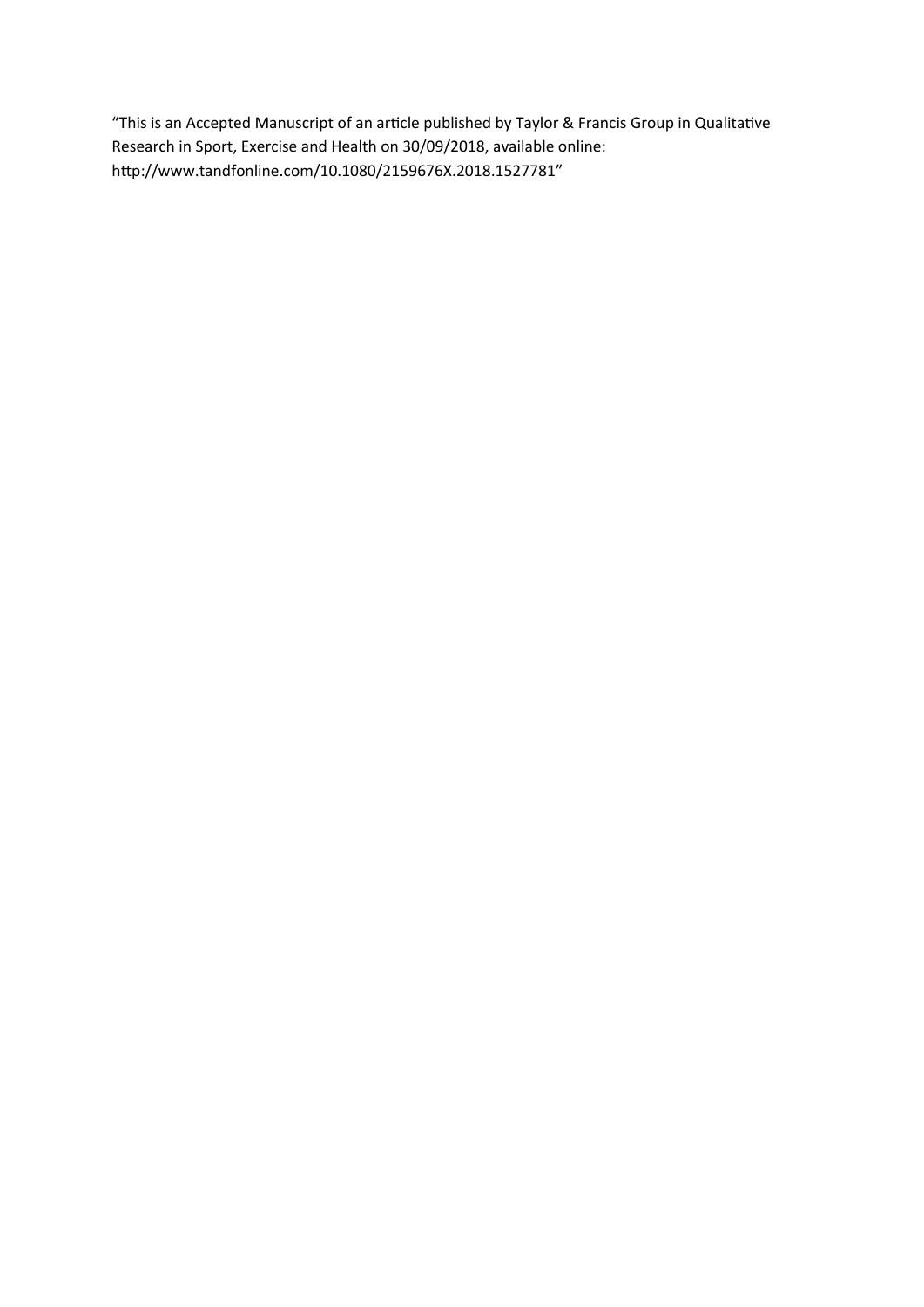"This is an Accepted Manuscript of an article published by Taylor & Francis Group in Qualitative Research in Sport, Exercise and Health on 30/09/2018, available online: http://www.tandfonline.com/10.1080/2159676X.2018.1527781"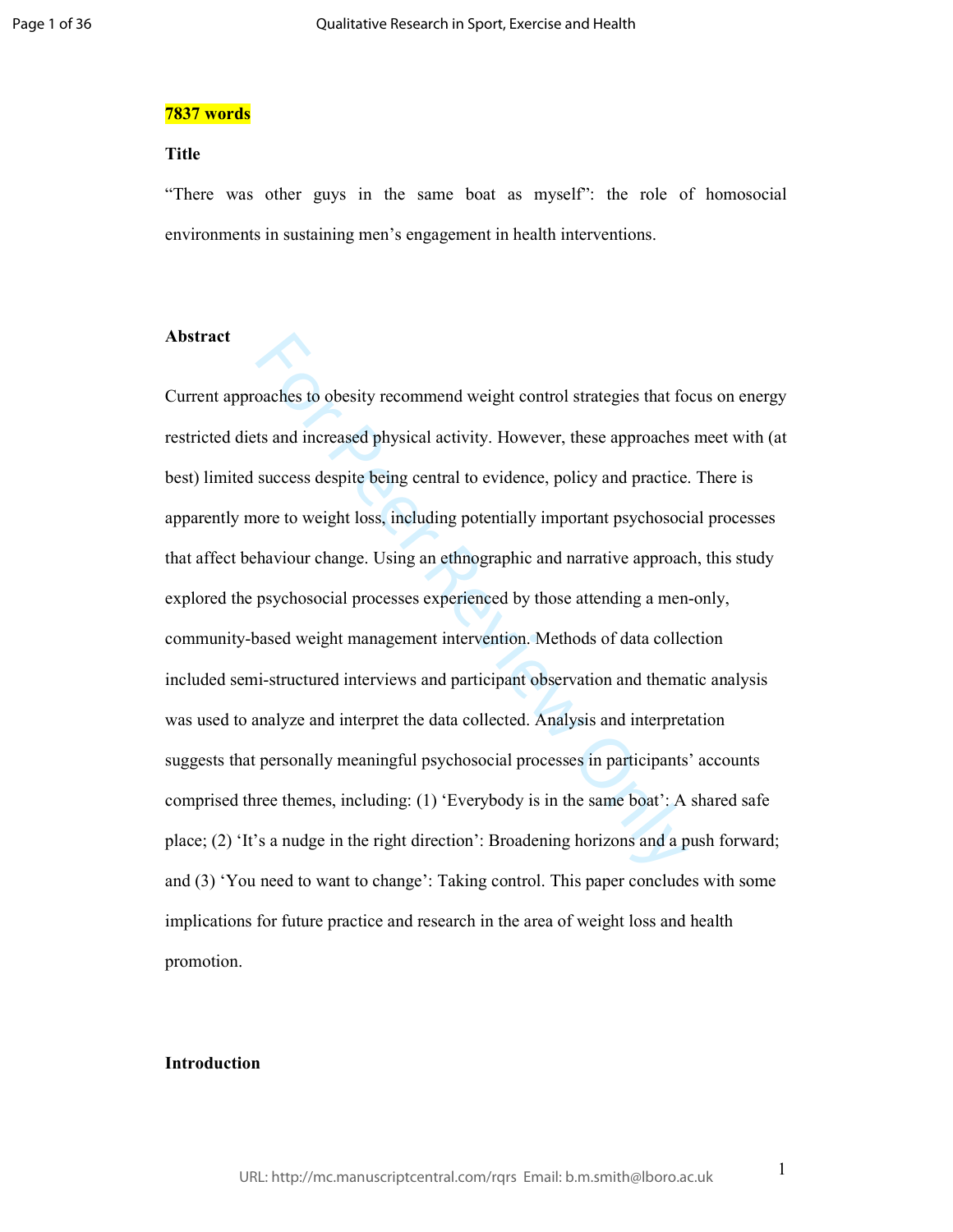**7837 words**

**Title**

“There was other guys in the same boat as myself”: the role of homosocial environments in sustaining men’s engagement in health interventions.

**Abstract**

Current approaches to obesity recommend weight control strategies that focus on energy restricted diets and increased physical activity. However, these approaches meet with (at best) limited success despite being central to evidence, policy and practice. There is apparently more to weight loss, including potentially important psychosocial processes that affect behaviour change. Using an ethnographic and narrative approach, this study explored the psychosocial processes experienced by those attending a men-only, community-based weight management intervention. Methods of data collection included semi-structured interviews and participant observation and thematic analysis was used to analyze and interpret the data collected. Analysis and interpretation suggests that personally meaningful psychosocial processes in participants’ accounts comprised three themes, including: (1) ‘Everybody is in the same boat’: A shared safe place; (2) ‘It’s a nudge in the right direction’: Broadening horizons and a push forward; and (3) ‘You need to want to change’: Taking control. This paper concludes with some implications for future practice and research in the area of weight loss and health promotion.

**Introduction**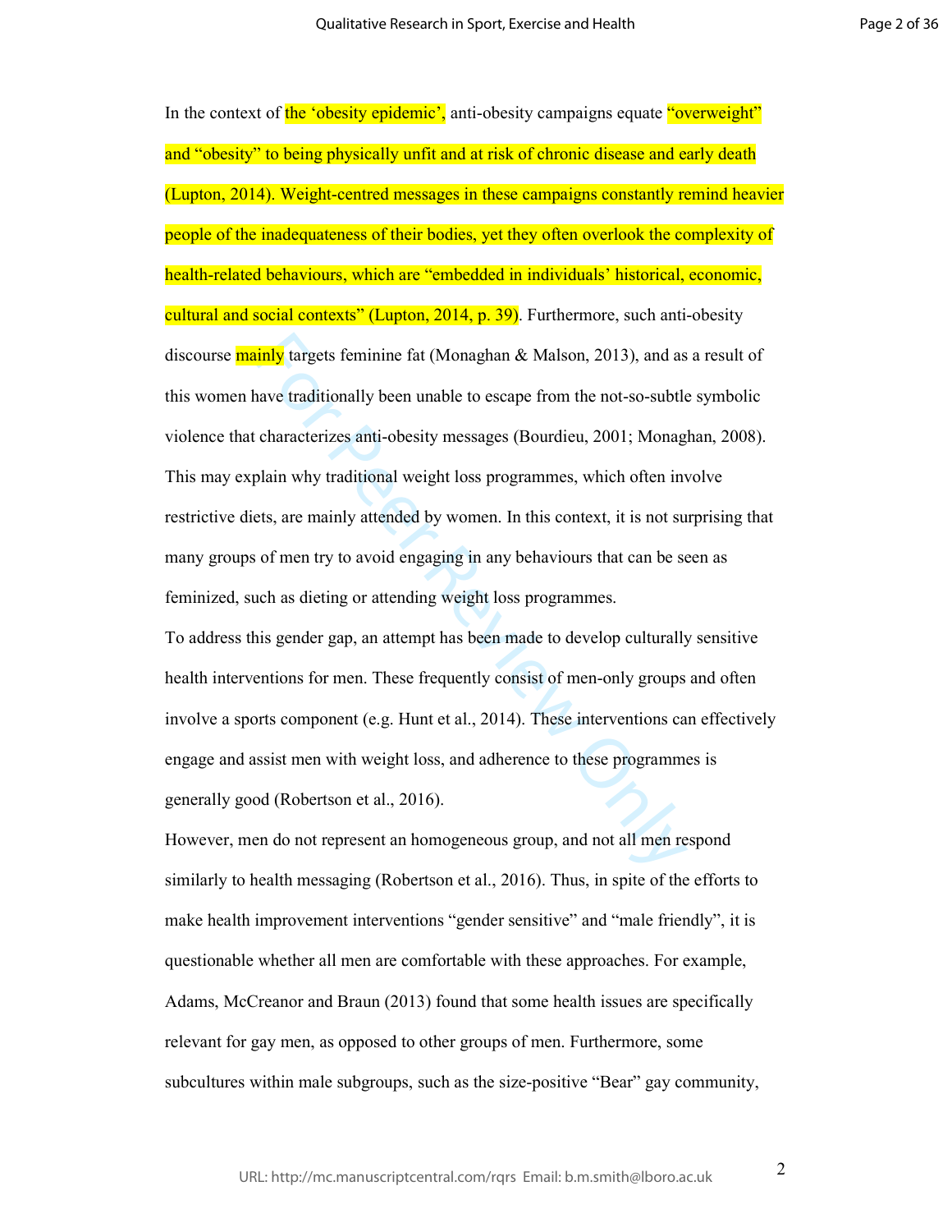In the context of the 'obesity epidemic', anti-obesity campaigns equate "overweight" and "obesity" to being physically unfit and at risk of chronic disease and early death (Lupton, 2014). Weight-centred messages in these campaigns constantly remind heavier people of the inadequateness of their bodies, yet they often overlook the complexity of health-related behaviours, which are "embedded in individuals' historical, economic, cultural and social contexts" (Lupton, 2014, p. 39). Furthermore, such anti-obesity discourse mainly targets feminine fat (Monaghan & Malson, 2013), and as a result of this women have traditionally been unable to escape from the not-so-subtle symbolic violence that characterizes anti-obesity messages (Bourdieu, 2001; Monaghan, 2008). This may explain why traditional weight loss programmes, which often involve restrictive diets, are mainly attended by women. In this context, it is not surprising that many groups of men try to avoid engaging in any behaviours that can be seen as feminized, such as dieting or attending weight loss programmes.

To address this gender gap, an attempt has been made to develop culturally sensitive health interventions for men. These frequently consist of men-only groups and often involve a sports component (e.g. Hunt et al., 2014). These interventions can effectively engage and assist men with weight loss, and adherence to these programmes is generally good (Robertson et al., 2016).

However, men do not represent an homogeneous group, and not all men respond similarly to health messaging (Robertson et al., 2016). Thus, in spite of the efforts to make health improvement interventions "gender sensitive" and "male friendly", it is questionable whether all men are comfortable with these approaches. For example, Adams, McCreanor and Braun (2013) found that some health issues are specifically relevant for gay men, as opposed to other groups of men. Furthermore, some subcultures within male subgroups, such as the size-positive "Bear" gay community,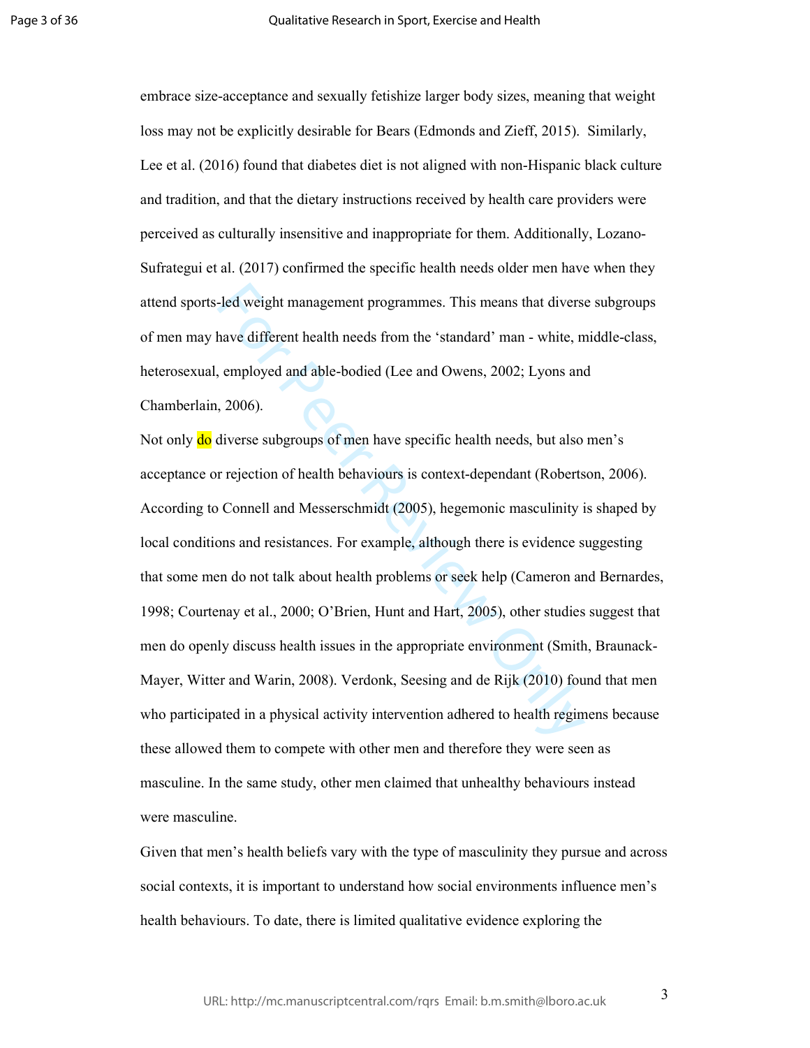embrace size-acceptance and sexually fetishize larger body sizes, meaning that weight loss may not be explicitly desirable for Bears (Edmonds and Zieff, 2015). Similarly, Lee et al. (2016) found that diabetes diet is not aligned with non-Hispanic black culture and tradition, and that the dietary instructions received by health care providers were perceived as culturally insensitive and inappropriate for them. Additionally, Lozano-Sufrategui et al. (2017) confirmed the specific health needs older men have when they attend sports-led weight management programmes. This means that diverse subgroups of men may have different health needs from the 'standard' man - white, middle-class, heterosexual, employed and able-bodied (Lee and Owens, 2002; Lyons and Chamberlain, 2006).

Not only do diverse subgroups of men have specific health needs, but also men's acceptance or rejection of health behaviours is context-dependant (Robertson, 2006). According to Connell and Messerschmidt (2005), hegemonic masculinity is shaped by local conditions and resistances. For example, although there is evidence suggesting that some men do not talk about health problems or seek help (Cameron and Bernardes, 1998; Courtenay et al., 2000; O'Brien, Hunt and Hart, 2005), other studies suggest that men do openly discuss health issues in the appropriate environment (Smith, Braunack-Mayer, Witter and Warin, 2008). Verdonk, Seesing and de Rijk (2010) found that men who participated in a physical activity intervention adhered to health regimens because these allowed them to compete with other men and therefore they were seen as masculine. In the same study, other men claimed that unhealthy behaviours instead were masculine.

Given that men's health beliefs vary with the type of masculinity they pursue and across social contexts, it is important to understand how social environments influence men's health behaviours. To date, there is limited qualitative evidence exploring the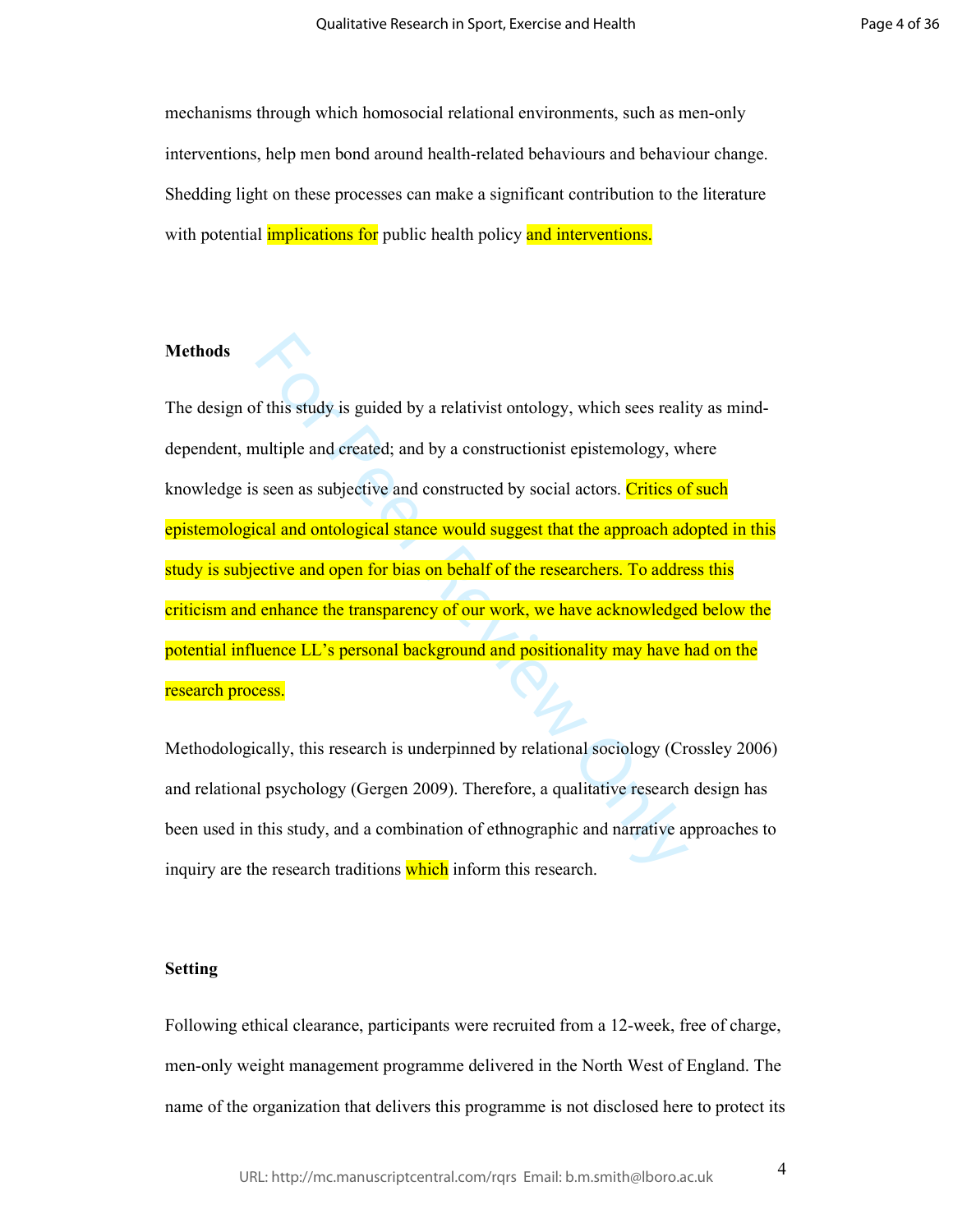mechanisms through which homosocial relational environments, such as men-only interventions, help men bond around health-related behaviours and behaviour change. Shedding light on these processes can make a significant contribution to the literature with potential implications for public health policy and interventions.

**Methods**

The design of this study is guided by a relativist ontology, which sees reality as mind-dependent, multiple and created; and by a constructionist epistemology, where knowledge is seen as subjective and constructed by social actors. Critics of such epistemological and ontological stance would suggest that the approach adopted in this study is subjective and open for bias on behalf of the researchers. To address this criticism and enhance the transparency of our work, we have acknowledged below the potential influence LL's personal background and positionality may have had on the research process.

Methodologically, this research is underpinned by relational sociology (Crossley 2006) and relational psychology (Gergen 2009). Therefore, a qualitative research design has been used in this study, and a combination of ethnographic and narrative approaches to inquiry are the research traditions which inform this research.

**Setting**

Following ethical clearance, participants were recruited from a 12-week, free of charge, men-only weight management programme delivered in the North West of England. The name of the organization that delivers this programme is not disclosed here to protect its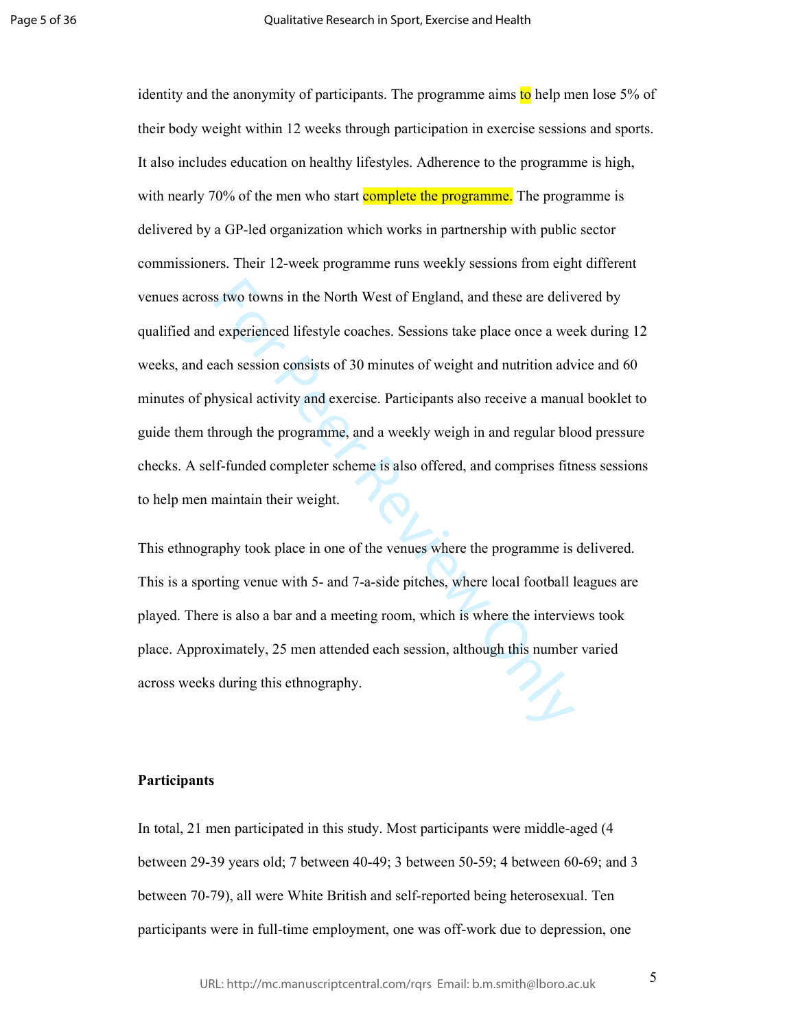identity and the anonymity of participants. The programme aims to help men lose 5% of their body weight within 12 weeks through participation in exercise sessions and sports. It also includes education on healthy lifestyles. Adherence to the programme is high, with nearly 70% of the men who start complete the programme. The programme is delivered by a GP-led organization which works in partnership with public sector commissioners. Their 12-week programme runs weekly sessions from eight different venues across two towns in the North West of England, and these are delivered by qualified and experienced lifestyle coaches. Sessions take place once a week during 12 weeks, and each session consists of 30 minutes of weight and nutrition advice and 60 minutes of physical activity and exercise. Participants also receive a manual booklet to guide them through the programme, and a weekly weigh in and regular blood pressure checks. A self-funded completer scheme is also offered, and comprises fitness sessions to help men maintain their weight.

This ethnography took place in one of the venues where the programme is delivered. This is a sporting venue with 5- and 7-a-side pitches, where local football leagues are played. There is also a bar and a meeting room, which is where the interviews took place. Approximately, 25 men attended each session, although this number varied across weeks during this ethnography.

**Participants**

In total, 21 men participated in this study. Most participants were middle-aged (4 between 29-39 years old; 7 between 40-49; 3 between 50-59; 4 between 60-69; and 3 between 70-79), all were White British and self-reported being heterosexual. Ten participants were in full-time employment, one was off-work due to depression, one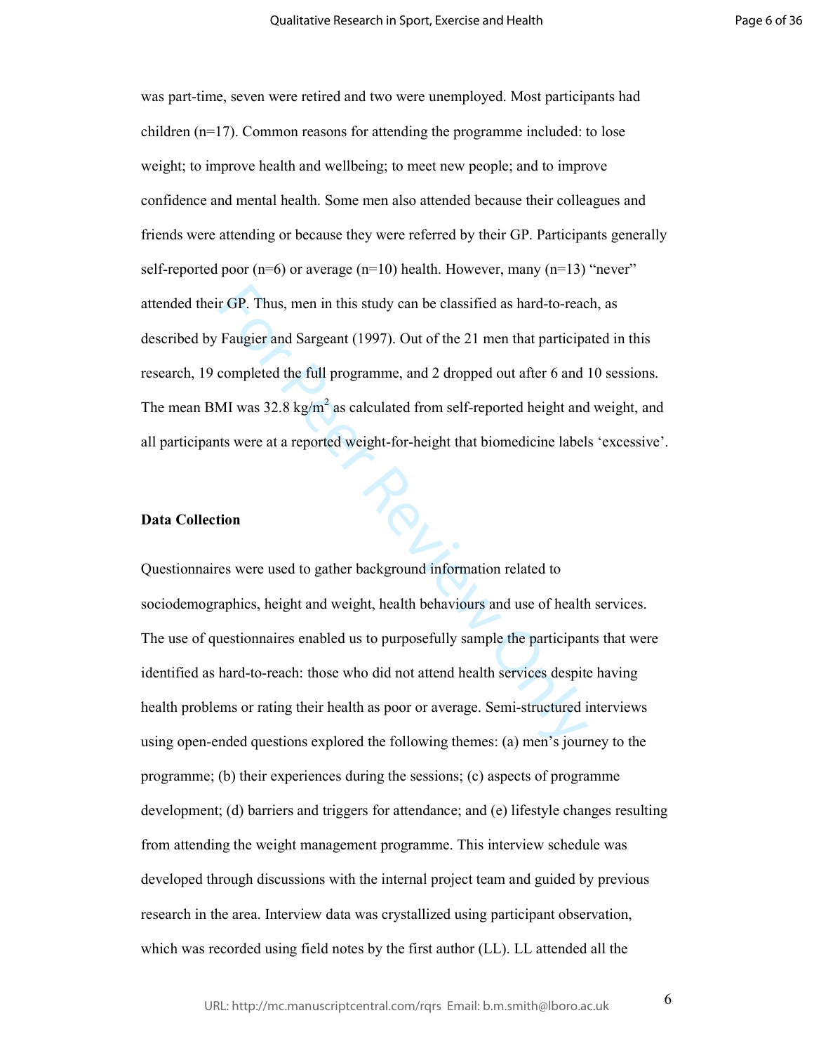was part-time, seven were retired and two were unemployed. Most participants had children (n=17). Common reasons for attending the programme included: to lose weight; to improve health and wellbeing; to meet new people; and to improve confidence and mental health. Some men also attended because their colleagues and friends were attending or because they were referred by their GP. Participants generally self-reported poor (n=6) or average (n=10) health. However, many (n=13) "never" attended their GP. Thus, men in this study can be classified as hard-to-reach, as described by Faugier and Sargeant (1997). Out of the 21 men that participated in this research, 19 completed the full programme, and 2 dropped out after 6 and 10 sessions. The mean BMI was 32.8 $kg/m^2$ as calculated from self-reported height and weight, and all participants were at a reported weight-for-height that biomedicine labels 'excessive'.

**Data Collection**

Questionnaires were used to gather background information related to sociodemographics, height and weight, health behaviours and use of health services. The use of questionnaires enabled us to purposefully sample the participants that were identified as hard-to-reach: those who did not attend health services despite having health problems or rating their health as poor or average. Semi-structured interviews using open-ended questions explored the following themes: (a) men's journey to the programme; (b) their experiences during the sessions; (c) aspects of programme development; (d) barriers and triggers for attendance; and (e) lifestyle changes resulting from attending the weight management programme. This interview schedule was developed through discussions with the internal project team and guided by previous research in the area. Interview data was crystallized using participant observation, which was recorded using field notes by the first author (LL). LL attended all the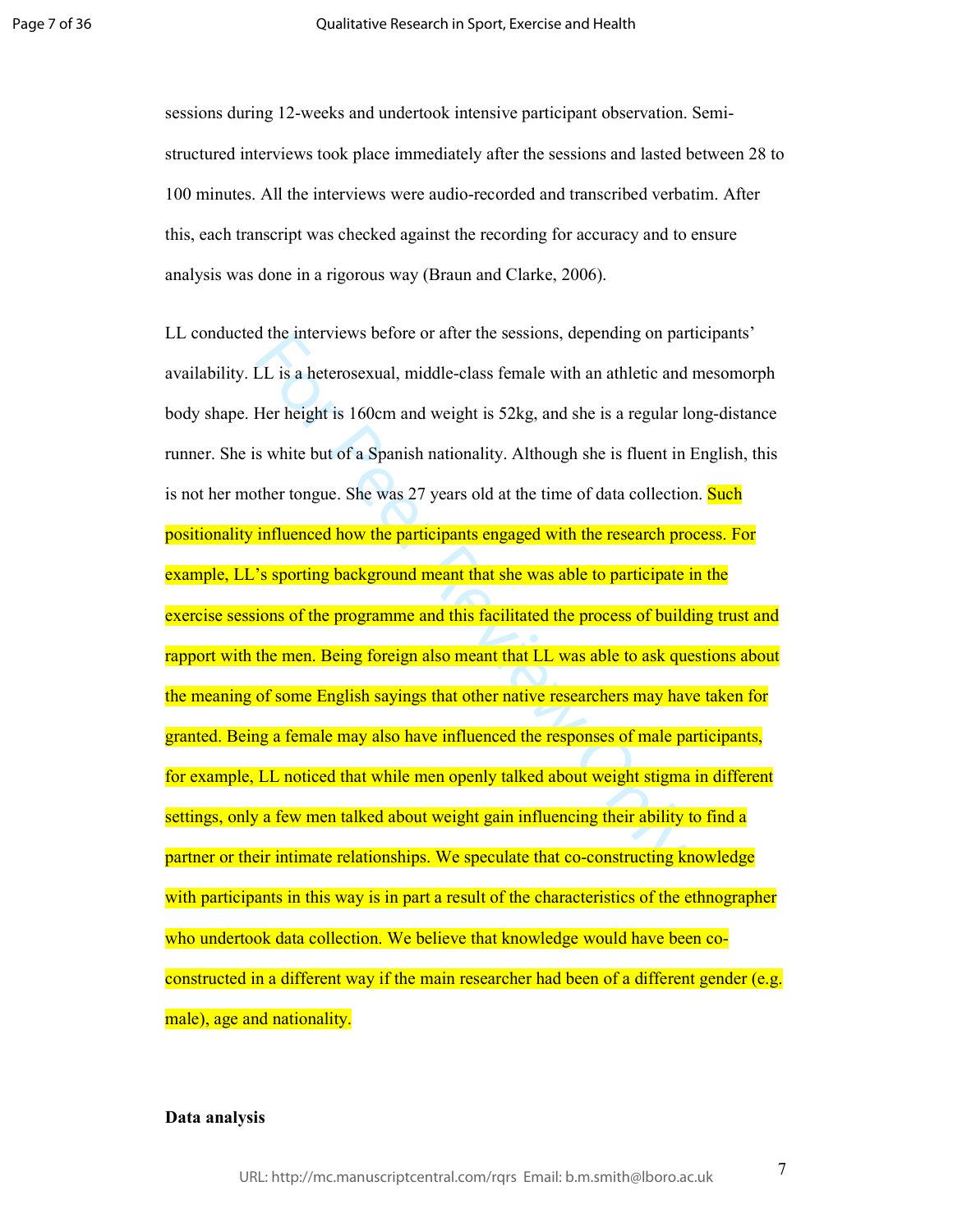sessions during 12-weeks and undertook intensive participant observation. Semi-structured interviews took place immediately after the sessions and lasted between 28 to 100 minutes. All the interviews were audio-recorded and transcribed verbatim. After this, each transcript was checked against the recording for accuracy and to ensure analysis was done in a rigorous way (Braun and Clarke, 2006).

LL conducted the interviews before or after the sessions, depending on participants' availability. LL is a heterosexual, middle-class female with an athletic and mesomorph body shape. Her height is 160cm and weight is 52kg, and she is a regular long-distance runner. She is white but of a Spanish nationality. Although she is fluent in English, this is not her mother tongue. She was 27 years old at the time of data collection. Such positionality influenced how the participants engaged with the research process. For example, LL's sporting background meant that she was able to participate in the exercise sessions of the programme and this facilitated the process of building trust and rapport with the men. Being foreign also meant that LL was able to ask questions about the meaning of some English sayings that other native researchers may have taken for granted. Being a female may also have influenced the responses of male participants, for example, LL noticed that while men openly talked about weight stigma in different settings, only a few men talked about weight gain influencing their ability to find a partner or their intimate relationships. We speculate that co-constructing knowledge with participants in this way is in part a result of the characteristics of the ethnographer who undertook data collection. We believe that knowledge would have been co-constructed in a different way if the main researcher had been of a different gender (e.g. male), age and nationality.

**Data analysis**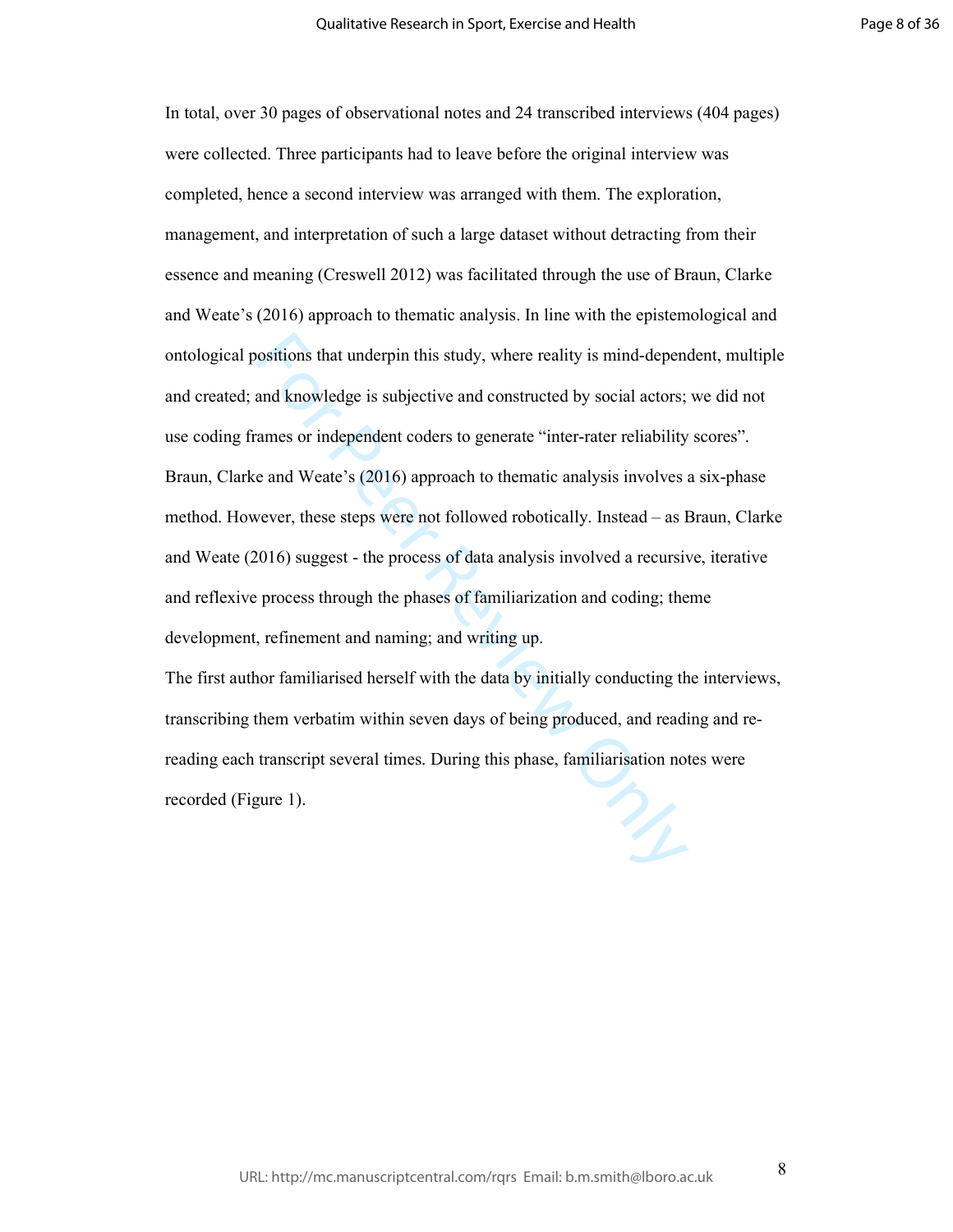In total, over 30 pages of observational notes and 24 transcribed interviews (404 pages) were collected. Three participants had to leave before the original interview was completed, hence a second interview was arranged with them. The exploration, management, and interpretation of such a large dataset without detracting from their essence and meaning (Creswell 2012) was facilitated through the use of Braun, Clarke and Weate's (2016) approach to thematic analysis. In line with the epistemological and ontological positions that underpin this study, where reality is mind-dependent, multiple and created; and knowledge is subjective and constructed by social actors; we did not use coding frames or independent coders to generate "inter-rater reliability scores". Braun, Clarke and Weate's (2016) approach to thematic analysis involves a six-phase method. However, these steps were not followed robotically. Instead – as Braun, Clarke and Weate (2016) suggest - the process of data analysis involved a recursive, iterative and reflexive process through the phases of familiarization and coding; theme development, refinement and naming; and writing up.

The first author familiarised herself with the data by initially conducting the interviews, transcribing them verbatim within seven days of being produced, and reading and re-reading each transcript several times. During this phase, familiarisation notes were recorded (Figure 1).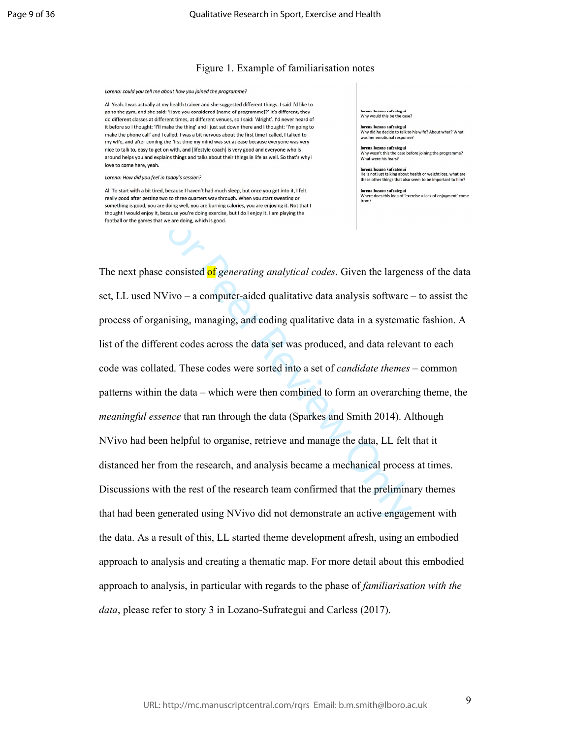Figure 1. Example of familiarisation notes

*Lorena: could you tell me about how you joined the programme?*

Al: Yeah. I was actually at my health trainer and she suggested different things. I said I'd like to go to the gym, and she said: 'Have you considered [name of programme]?' It's different, they do different classes at different times, at different venues, so I said: 'Alright'. I'd never heard of it before so I thought: 'I'll make the thing' and I just sat down there and I thought: 'I'm going to make the phone call' and I called. I was a bit nervous about the first time I called, I talked to my wife, and after coming the first time my mind was set at ease because everyone was very nice to talk to, easy to get on with, and [lifestyle coach] is very good and everyone who is around helps you and explains things and talks about their things in life as well. So that's why I love to come here, yeah.

*Lorena: How did you feel in today's session?*

Al: To start with a bit tired, because I haven't had much sleep, but once you get into it, I felt really good after getting two to three quarters way through. When you start sweating or something is good, you are doing well, you are burning calories, you are enjoying it. Not that I thought I would enjoy it, because you're doing exercise, but I do I enjoy it. I am playing the football or the games that we are doing, which is good.

**lorena lozano sufrategui**
Why would this be the case?

**lorena lozano sufrategui**
Why did he decide to talk to his wife? About what? What was her emotional response?

**lorena lozano sufrategui**
Why wasn't this the case before joining the programme? What were his fears?

**lorena lozano sufrategui**
He is not just talking about health or weight loss, what are these other things that also seem to be important to him?

**lorena lozano sufrategui**
Where does this idea of 'exercise = lack of enjoyment' come from?

The next phase consisted of *generating analytical codes*. Given the largeness of the data set, LL used NVivo – a computer-aided qualitative data analysis software – to assist the process of organising, managing, and coding qualitative data in a systematic fashion. A list of the different codes across the data set was produced, and data relevant to each code was collated. These codes were sorted into a set of *candidate themes* – common patterns within the data – which were then combined to form an overarching theme, the *meaningful essence* that ran through the data (Sparkes and Smith 2014). Although NVivo had been helpful to organise, retrieve and manage the data, LL felt that it distanced her from the research, and analysis became a mechanical process at times. Discussions with the rest of the research team confirmed that the preliminary themes that had been generated using NVivo did not demonstrate an active engagement with the data. As a result of this, LL started theme development afresh, using an embodied approach to analysis and creating a thematic map. For more detail about this embodied approach to analysis, in particular with regards to the phase of *familiarisation with the data*, please refer to story 3 in Lozano-Sufrategui and Carless (2017).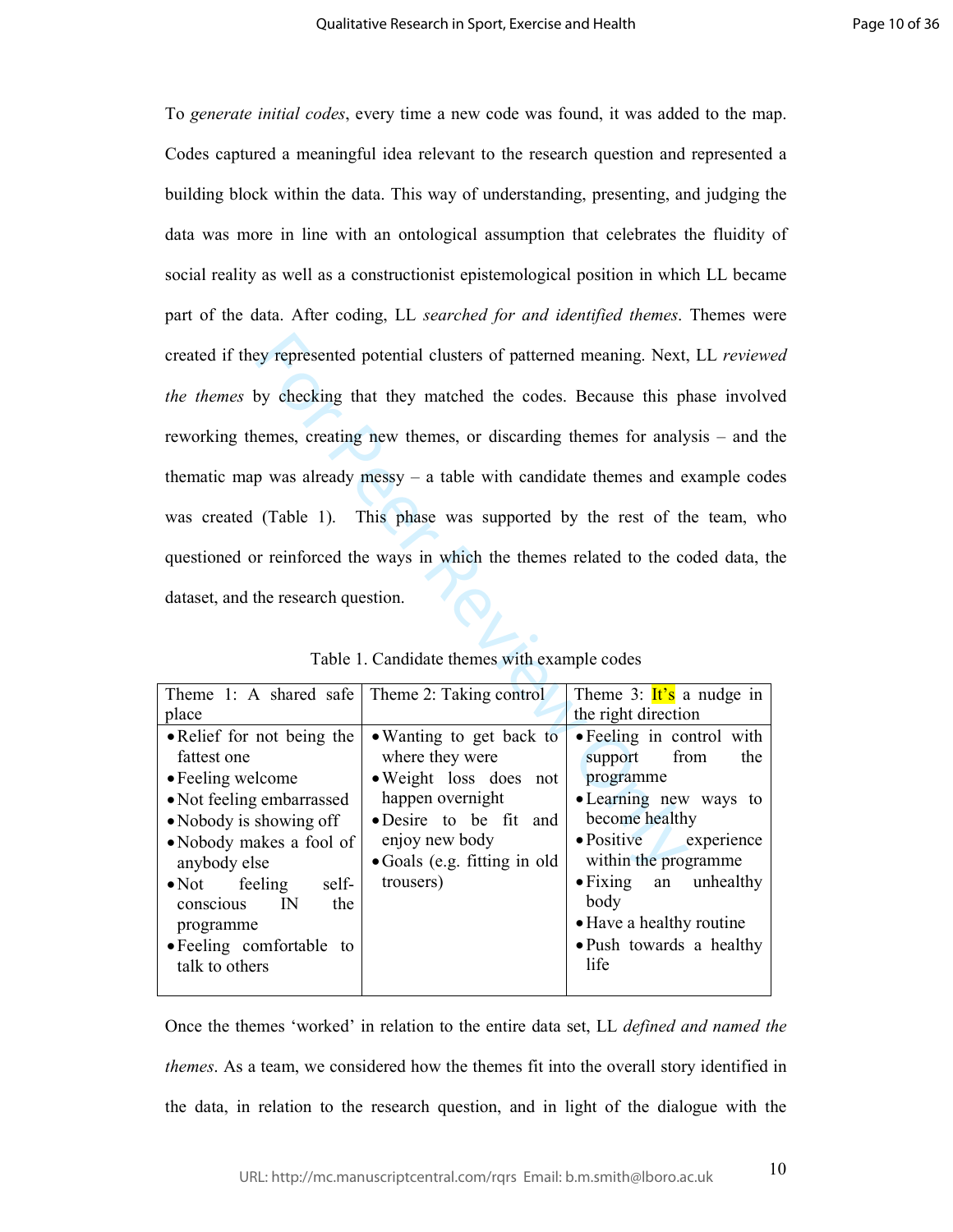To *generate initial codes*, every time a new code was found, it was added to the map. Codes captured a meaningful idea relevant to the research question and represented a building block within the data. This way of understanding, presenting, and judging the data was more in line with an ontological assumption that celebrates the fluidity of social reality as well as a constructionist epistemological position in which LL became part of the data. After coding, LL *searched for and identified themes*. Themes were created if they represented potential clusters of patterned meaning. Next, LL *reviewed the themes* by checking that they matched the codes. Because this phase involved reworking themes, creating new themes, or discarding themes for analysis – and the thematic map was already messy – a table with candidate themes and example codes was created (Table 1). This phase was supported by the rest of the team, who questioned or reinforced the ways in which the themes related to the coded data, the dataset, and the research question.

Table 1. Candidate themes with example codes

| Theme 1: A shared safe place | Theme 2: Taking control | Theme 3: It's a nudge in the right direction |
|---|---|---|
| • Relief for not being the fattest one<br>• Feeling welcome<br>• Not feeling embarrassed<br>• Nobody is showing off<br>• Nobody makes a fool of anybody else<br>• Not feeling self-conscious IN the programme<br>• Feeling comfortable to talk to others | • Wanting to get back to where they were<br>• Weight loss does not happen overnight<br>• Desire to be fit and enjoy new body<br>• Goals (e.g. fitting in old trousers) | • Feeling in control with support from the programme<br>• Learning new ways to become healthy<br>• Positive experience within the programme<br>• Fixing an unhealthy body<br>• Have a healthy routine<br>• Push towards a healthy life |

Once the themes 'worked' in relation to the entire data set, LL *defined and named the themes*. As a team, we considered how the themes fit into the overall story identified in the data, in relation to the research question, and in light of the dialogue with the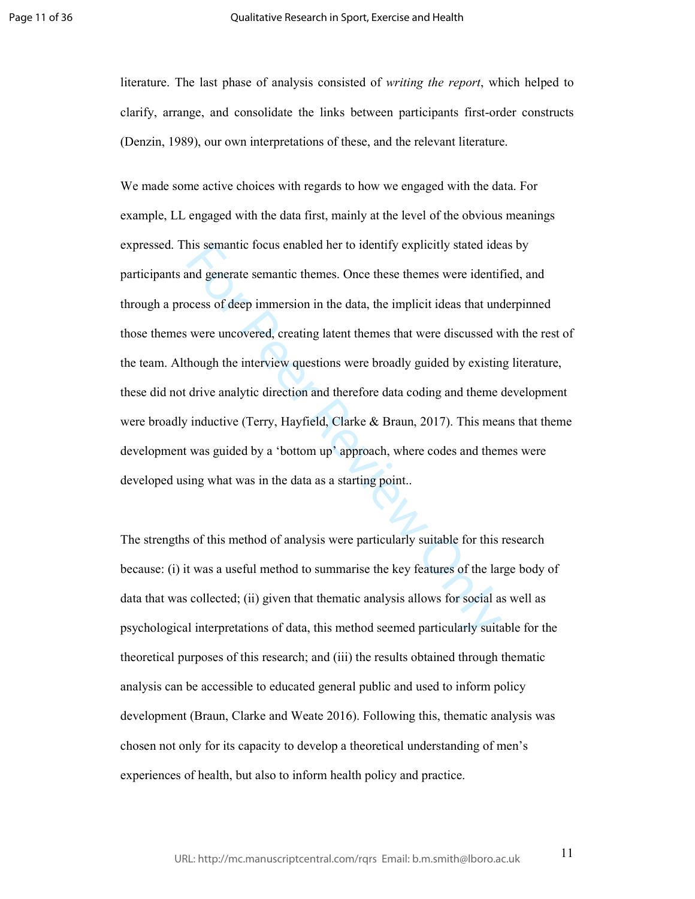literature. The last phase of analysis consisted of *writing the report*, which helped to clarify, arrange, and consolidate the links between participants first-order constructs (Denzin, 1989), our own interpretations of these, and the relevant literature.

We made some active choices with regards to how we engaged with the data. For example, LL engaged with the data first, mainly at the level of the obvious meanings expressed. This semantic focus enabled her to identify explicitly stated ideas by participants and generate semantic themes. Once these themes were identified, and through a process of deep immersion in the data, the implicit ideas that underpinned those themes were uncovered, creating latent themes that were discussed with the rest of the team. Although the interview questions were broadly guided by existing literature, these did not drive analytic direction and therefore data coding and theme development were broadly inductive (Terry, Hayfield, Clarke & Braun, 2017). This means that theme development was guided by a 'bottom up' approach, where codes and themes were developed using what was in the data as a starting point..

The strengths of this method of analysis were particularly suitable for this research because: (i) it was a useful method to summarise the key features of the large body of data that was collected; (ii) given that thematic analysis allows for social as well as psychological interpretations of data, this method seemed particularly suitable for the theoretical purposes of this research; and (iii) the results obtained through thematic analysis can be accessible to educated general public and used to inform policy development (Braun, Clarke and Weate 2016). Following this, thematic analysis was chosen not only for its capacity to develop a theoretical understanding of men's experiences of health, but also to inform health policy and practice.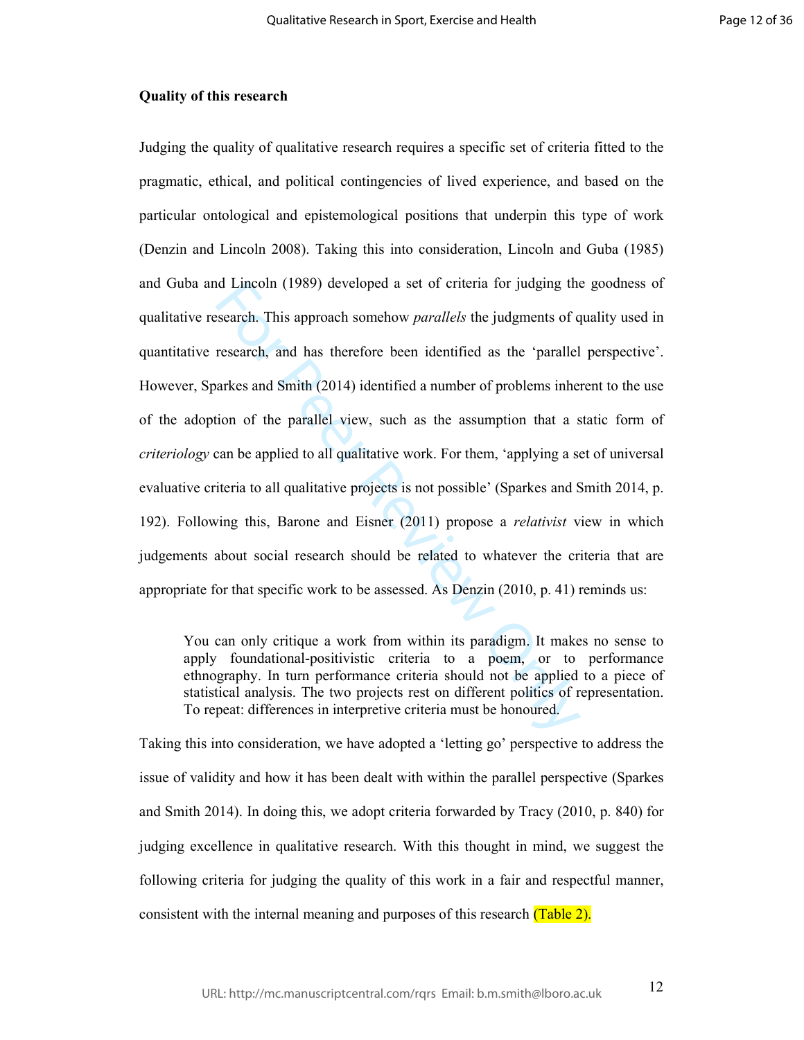**Quality of this research**

Judging the quality of qualitative research requires a specific set of criteria fitted to the pragmatic, ethical, and political contingencies of lived experience, and based on the particular ontological and epistemological positions that underpin this type of work (Denzin and Lincoln 2008). Taking this into consideration, Lincoln and Guba (1985) and Guba and Lincoln (1989) developed a set of criteria for judging the goodness of qualitative research. This approach somehow *parallels* the judgments of quality used in quantitative research, and has therefore been identified as the 'parallel perspective'. However, Sparkes and Smith (2014) identified a number of problems inherent to the use of the adoption of the parallel view, such as the assumption that a static form of *criteriology* can be applied to all qualitative work. For them, 'applying a set of universal evaluative criteria to all qualitative projects is not possible' (Sparkes and Smith 2014, p. 192). Following this, Barone and Eisner (2011) propose a *relativist* view in which judgements about social research should be related to whatever the criteria that are appropriate for that specific work to be assessed. As Denzin (2010, p. 41) reminds us:

> You can only critique a work from within its paradigm. It makes no sense to apply foundational-positivistic criteria to a poem, or to performance ethnography. In turn performance criteria should not be applied to a piece of statistical analysis. The two projects rest on different politics of representation. To repeat: differences in interpretive criteria must be honoured.

Taking this into consideration, we have adopted a 'letting go' perspective to address the issue of validity and how it has been dealt with within the parallel perspective (Sparkes and Smith 2014). In doing this, we adopt criteria forwarded by Tracy (2010, p. 840) for judging excellence in qualitative research. With this thought in mind, we suggest the following criteria for judging the quality of this work in a fair and respectful manner, consistent with the internal meaning and purposes of this research (Table 2).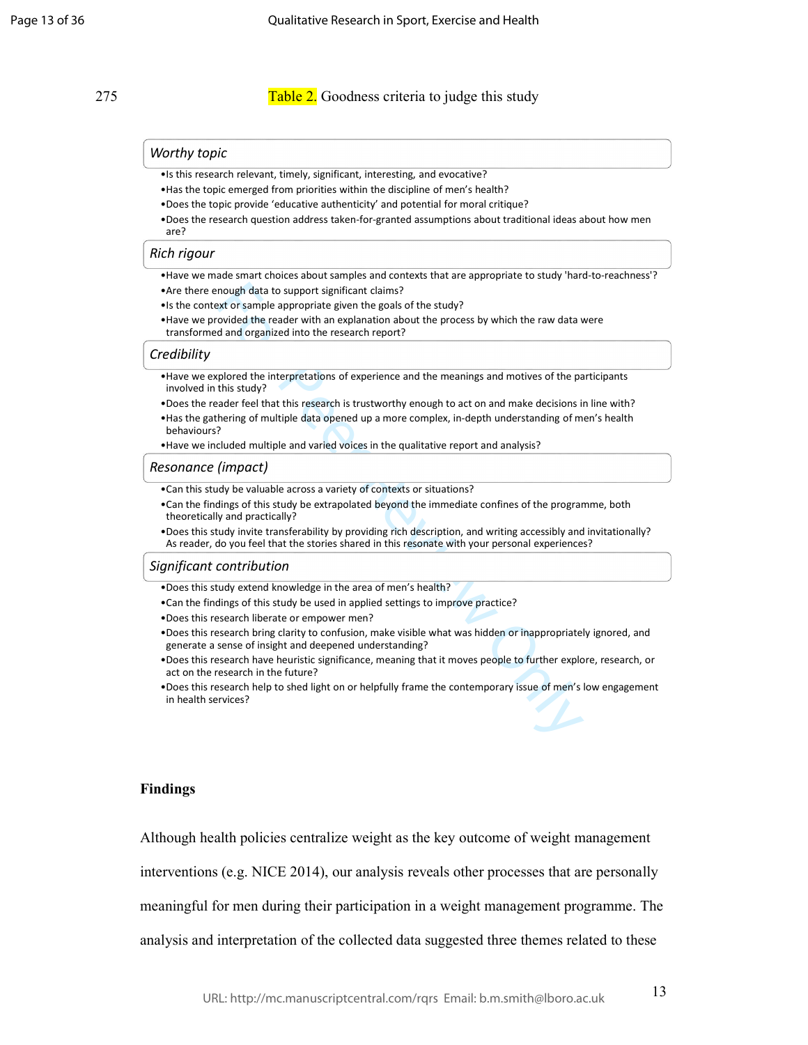Table 2. Goodness criteria to judge this study

*Worthy topic*

- Is this research relevant, timely, significant, interesting, and evocative?
- Has the topic emerged from priorities within the discipline of men's health?
- Does the topic provide 'educative authenticity' and potential for moral critique?
- Does the research question address taken-for-granted assumptions about traditional ideas about how men are?

*Rich rigour*

- Have we made smart choices about samples and contexts that are appropriate to study 'hard-to-reachness'?
- Are there enough data to support significant claims?
- Is the context or sample appropriate given the goals of the study?
- Have we provided the reader with an explanation about the process by which the raw data were transformed and organized into the research report?

*Credibility*

- Have we explored the interpretations of experience and the meanings and motives of the participants involved in this study?
- Does the reader feel that this research is trustworthy enough to act on and make decisions in line with?
- Has the gathering of multiple data opened up a more complex, in-depth understanding of men's health behaviours?
- Have we included multiple and varied voices in the qualitative report and analysis?

*Resonance (impact)*

- Can this study be valuable across a variety of contexts or situations?
- Can the findings of this study be extrapolated beyond the immediate confines of the programme, both theoretically and practically?
- Does this study invite transferability by providing rich description, and writing accessibly and invitationally? As reader, do you feel that the stories shared in this resonate with your personal experiences?

*Significant contribution*

- Does this study extend knowledge in the area of men's health?
- Can the findings of this study be used in applied settings to improve practice?
- Does this research liberate or empower men?
- Does this research bring clarity to confusion, make visible what was hidden or inappropriately ignored, and generate a sense of insight and deepened understanding?
- Does this research have heuristic significance, meaning that it moves people to further explore, research, or act on the research in the future?
- Does this research help to shed light on or helpfully frame the contemporary issue of men's low engagement in health services?

**Findings**

Although health policies centralize weight as the key outcome of weight management interventions (e.g. NICE 2014), our analysis reveals other processes that are personally meaningful for men during their participation in a weight management programme. The analysis and interpretation of the collected data suggested three themes related to these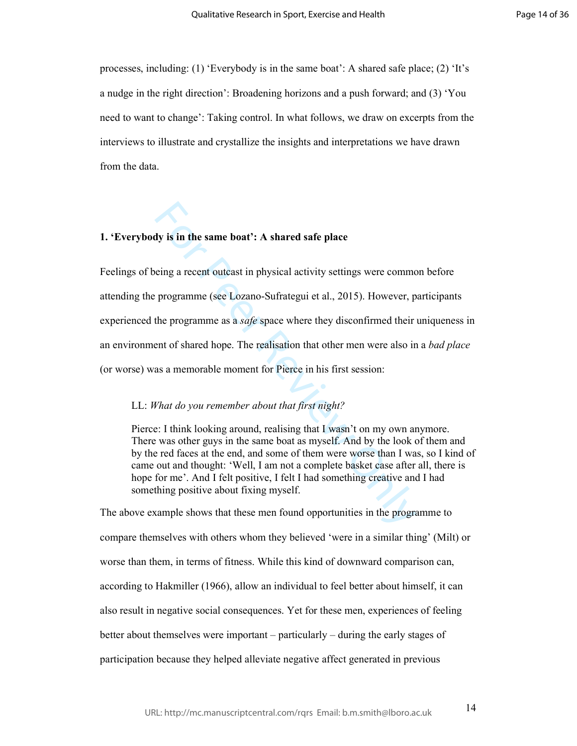processes, including: (1) 'Everybody is in the same boat': A shared safe place; (2) 'It's a nudge in the right direction': Broadening horizons and a push forward; and (3) 'You need to want to change': Taking control. In what follows, we draw on excerpts from the interviews to illustrate and crystallize the insights and interpretations we have drawn from the data.

### 1. 'Everybody is in the same boat': A shared safe place

Feelings of being a recent outcast in physical activity settings were common before attending the programme (see Lozano-Sufrategui et al., 2015). However, participants experienced the programme as a *safe* space where they disconfirmed their uniqueness in an environment of shared hope. The realisation that other men were also in a *bad place* (or worse) was a memorable moment for Pierce in his first session:

> LL: *What do you remember about that first night?*
>
> Pierce: I think looking around, realising that I wasn't on my own anymore. There was other guys in the same boat as myself. And by the look of them and by the red faces at the end, and some of them were worse than I was, so I kind of came out and thought: 'Well, I am not a complete basket case after all, there is hope for me'. And I felt positive, I felt I had something creative and I had something positive about fixing myself.

The above example shows that these men found opportunities in the programme to compare themselves with others whom they believed 'were in a similar thing' (Milt) or worse than them, in terms of fitness. While this kind of downward comparison can, according to Hakmiller (1966), allow an individual to feel better about himself, it can also result in negative social consequences. Yet for these men, experiences of feeling better about themselves were important – particularly – during the early stages of participation because they helped alleviate negative affect generated in previous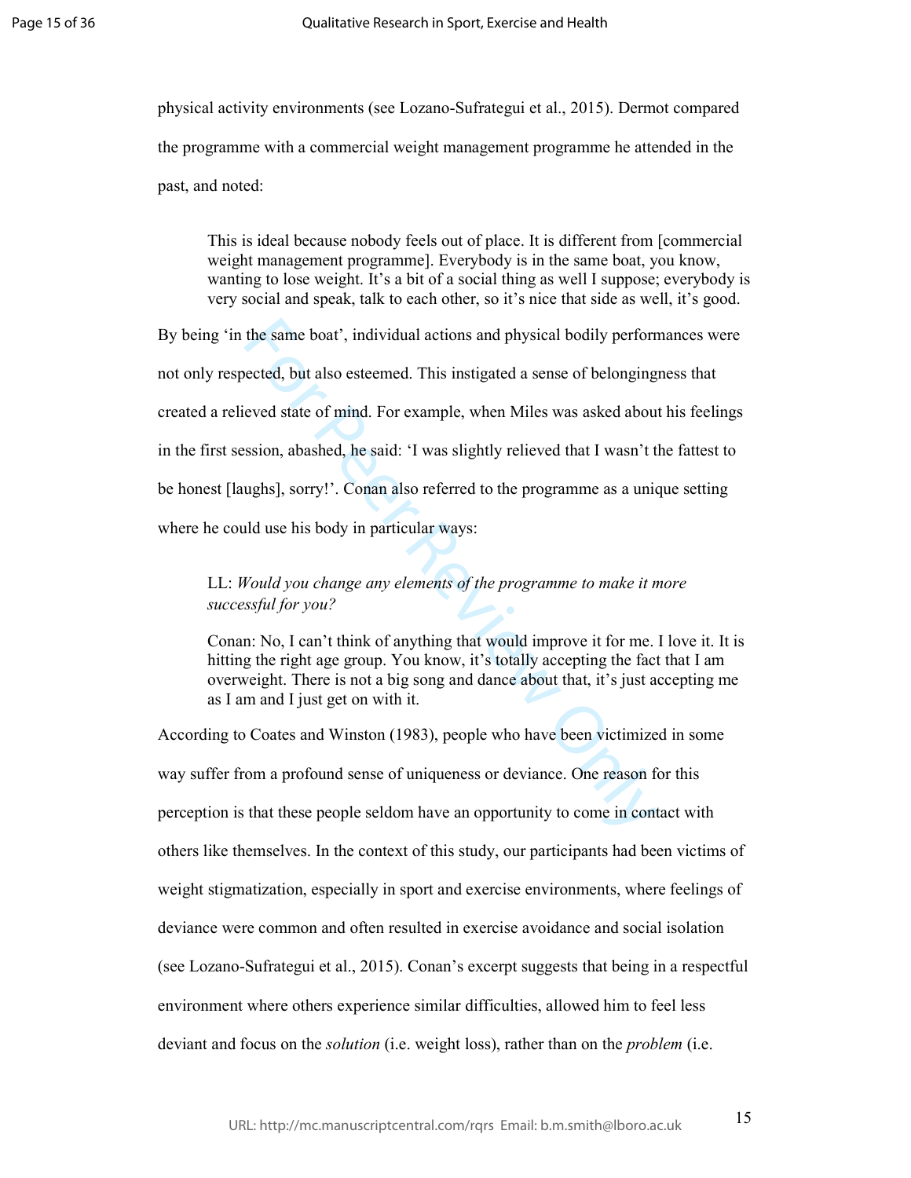physical activity environments (see Lozano-Sufrategui et al., 2015). Dermot compared the programme with a commercial weight management programme he attended in the past, and noted:

> This is ideal because nobody feels out of place. It is different from [commercial weight management programme]. Everybody is in the same boat, you know, wanting to lose weight. It's a bit of a social thing as well I suppose; everybody is very social and speak, talk to each other, so it's nice that side as well, it's good.

By being 'in the same boat', individual actions and physical bodily performances were not only respected, but also esteemed. This instigated a sense of belongingness that created a relieved state of mind. For example, when Miles was asked about his feelings in the first session, abashed, he said: 'I was slightly relieved that I wasn't the fattest to be honest [laughs], sorry!'. Conan also referred to the programme as a unique setting where he could use his body in particular ways:

> LL: *Would you change any elements of the programme to make it more successful for you?*
>
> Conan: No, I can't think of anything that would improve it for me. I love it. It is hitting the right age group. You know, it's totally accepting the fact that I am overweight. There is not a big song and dance about that, it's just accepting me as I am and I just get on with it.

According to Coates and Winston (1983), people who have been victimized in some way suffer from a profound sense of uniqueness or deviance. One reason for this perception is that these people seldom have an opportunity to come in contact with others like themselves. In the context of this study, our participants had been victims of weight stigmatization, especially in sport and exercise environments, where feelings of deviance were common and often resulted in exercise avoidance and social isolation (see Lozano-Sufrategui et al., 2015). Conan's excerpt suggests that being in a respectful environment where others experience similar difficulties, allowed him to feel less deviant and focus on the *solution* (i.e. weight loss), rather than on the *problem* (i.e.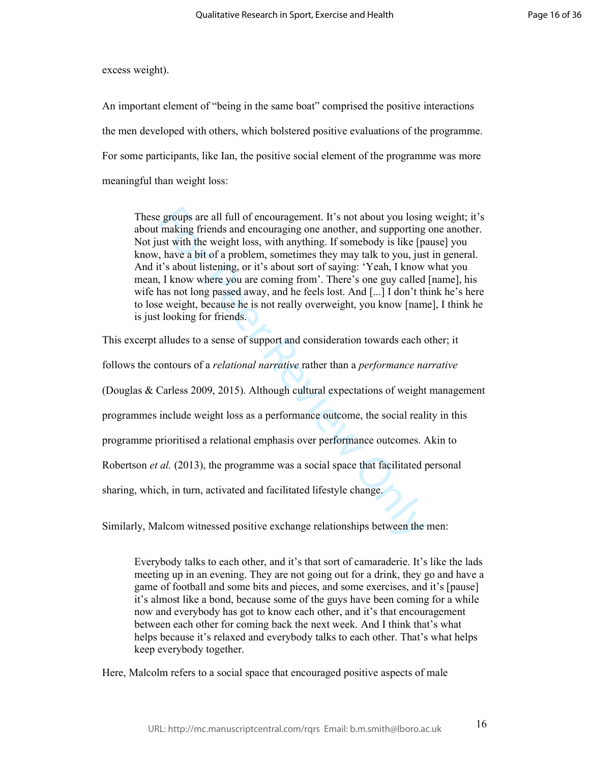excess weight).

An important element of "being in the same boat" comprised the positive interactions the men developed with others, which bolstered positive evaluations of the programme. For some participants, like Ian, the positive social element of the programme was more meaningful than weight loss:

> These groups are all full of encouragement. It's not about you losing weight; it's about making friends and encouraging one another, and supporting one another. Not just with the weight loss, with anything. If somebody is like [pause] you know, have a bit of a problem, sometimes they may talk to you, just in general. And it's about listening, or it's about sort of saying: 'Yeah, I know what you mean, I know where you are coming from'. There's one guy called [name], his wife has not long passed away, and he feels lost. And [...] I don't think he's here to lose weight, because he is not really overweight, you know [name], I think he is just looking for friends.

This excerpt alludes to a sense of support and consideration towards each other; it follows the contours of a *relational narrative* rather than a *performance narrative* (Douglas & Carless 2009, 2015). Although cultural expectations of weight management programmes include weight loss as a performance outcome, the social reality in this programme prioritised a relational emphasis over performance outcomes. Akin to Robertson *et al.* (2013), the programme was a social space that facilitated personal sharing, which, in turn, activated and facilitated lifestyle change.

Similarly, Malcom witnessed positive exchange relationships between the men:

> Everybody talks to each other, and it's that sort of camaraderie. It's like the lads meeting up in an evening. They are not going out for a drink, they go and have a game of football and some bits and pieces, and some exercises, and it's [pause] it's almost like a bond, because some of the guys have been coming for a while now and everybody has got to know each other, and it's that encouragement between each other for coming back the next week. And I think that's what helps because it's relaxed and everybody talks to each other. That's what helps keep everybody together.

Here, Malcolm refers to a social space that encouraged positive aspects of male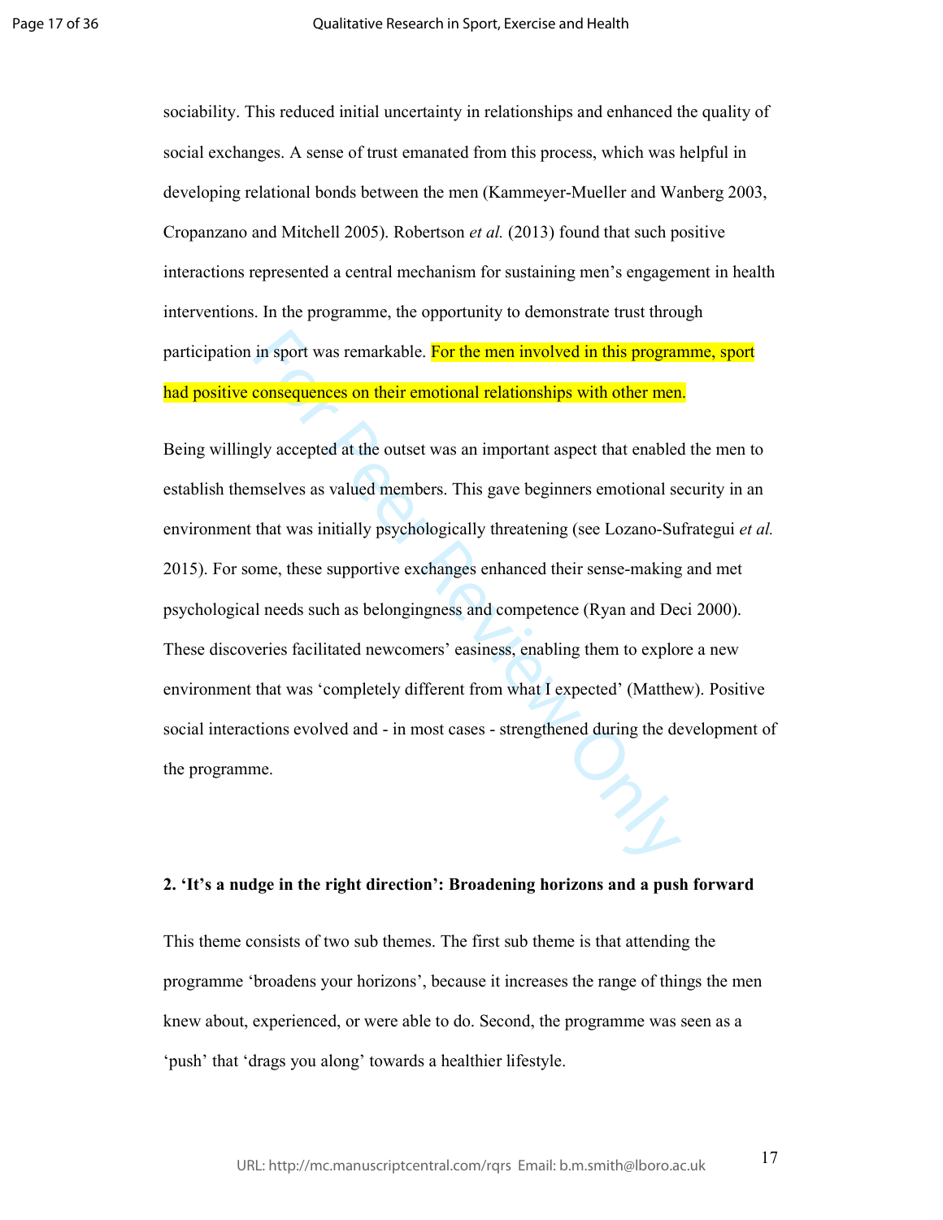sociability. This reduced initial uncertainty in relationships and enhanced the quality of social exchanges. A sense of trust emanated from this process, which was helpful in developing relational bonds between the men (Kammeyer-Mueller and Wanberg 2003, Cropanzano and Mitchell 2005). Robertson *et al.* (2013) found that such positive interactions represented a central mechanism for sustaining men's engagement in health interventions. In the programme, the opportunity to demonstrate trust through participation in sport was remarkable. For the men involved in this programme, sport had positive consequences on their emotional relationships with other men.

Being willingly accepted at the outset was an important aspect that enabled the men to establish themselves as valued members. This gave beginners emotional security in an environment that was initially psychologically threatening (see Lozano-Sufrategui *et al.* 2015). For some, these supportive exchanges enhanced their sense-making and met psychological needs such as belongingness and competence (Ryan and Deci 2000). These discoveries facilitated newcomers' easiness, enabling them to explore a new environment that was 'completely different from what I expected' (Matthew). Positive social interactions evolved and - in most cases - strengthened during the development of the programme.

**2. 'It's a nudge in the right direction': Broadening horizons and a push forward**

This theme consists of two sub themes. The first sub theme is that attending the programme 'broadens your horizons', because it increases the range of things the men knew about, experienced, or were able to do. Second, the programme was seen as a 'push' that 'drags you along' towards a healthier lifestyle.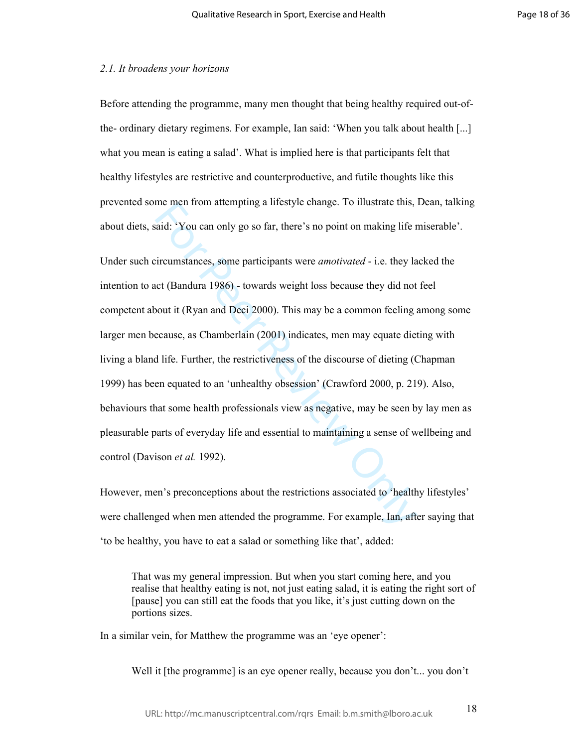*2.1. It broadens your horizons*

Before attending the programme, many men thought that being healthy required out-of-the- ordinary dietary regimens. For example, Ian said: 'When you talk about health [...] what you mean is eating a salad'. What is implied here is that participants felt that healthy lifestyles are restrictive and counterproductive, and futile thoughts like this prevented some men from attempting a lifestyle change. To illustrate this, Dean, talking about diets, said: 'You can only go so far, there's no point on making life miserable'.

Under such circumstances, some participants were *amotivated* - i.e. they lacked the intention to act (Bandura 1986) - towards weight loss because they did not feel competent about it (Ryan and Deci 2000). This may be a common feeling among some larger men because, as Chamberlain (2001) indicates, men may equate dieting with living a bland life. Further, the restrictiveness of the discourse of dieting (Chapman 1999) has been equated to an 'unhealthy obsession' (Crawford 2000, p. 219). Also, behaviours that some health professionals view as negative, may be seen by lay men as pleasurable parts of everyday life and essential to maintaining a sense of wellbeing and control (Davison *et al.* 1992).

However, men's preconceptions about the restrictions associated to 'healthy lifestyles' were challenged when men attended the programme. For example, Ian, after saying that 'to be healthy, you have to eat a salad or something like that', added:

> That was my general impression. But when you start coming here, and you realise that healthy eating is not, not just eating salad, it is eating the right sort of [pause] you can still eat the foods that you like, it's just cutting down on the portions sizes.

In a similar vein, for Matthew the programme was an 'eye opener':

> Well it [the programme] is an eye opener really, because you don't... you don't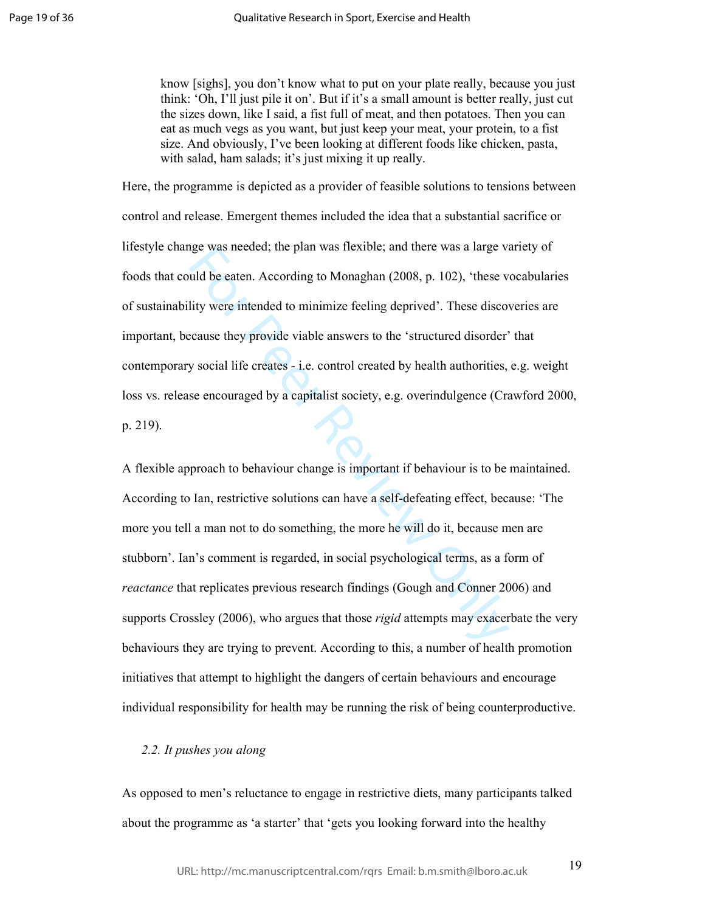> know [sighs], you don't know what to put on your plate really, because you just think: 'Oh, I'll just pile it on'. But if it's a small amount is better really, just cut the sizes down, like I said, a fist full of meat, and then potatoes. Then you can eat as much vegs as you want, but just keep your meat, your protein, to a fist size. And obviously, I've been looking at different foods like chicken, pasta, with salad, ham salads; it's just mixing it up really.

Here, the programme is depicted as a provider of feasible solutions to tensions between control and release. Emergent themes included the idea that a substantial sacrifice or lifestyle change was needed; the plan was flexible; and there was a large variety of foods that could be eaten. According to Monaghan (2008, p. 102), 'these vocabularies of sustainability were intended to minimize feeling deprived'. These discoveries are important, because they provide viable answers to the 'structured disorder' that contemporary social life creates - i.e. control created by health authorities, e.g. weight loss vs. release encouraged by a capitalist society, e.g. overindulgence (Crawford 2000, p. 219).

A flexible approach to behaviour change is important if behaviour is to be maintained. According to Ian, restrictive solutions can have a self-defeating effect, because: 'The more you tell a man not to do something, the more he will do it, because men are stubborn'. Ian's comment is regarded, in social psychological terms, as a form of *reactance* that replicates previous research findings (Gough and Conner 2006) and supports Crossley (2006), who argues that those *rigid* attempts may exacerbate the very behaviours they are trying to prevent. According to this, a number of health promotion initiatives that attempt to highlight the dangers of certain behaviours and encourage individual responsibility for health may be running the risk of being counterproductive.

### *2.2. It pushes you along*

As opposed to men's reluctance to engage in restrictive diets, many participants talked about the programme as 'a starter' that 'gets you looking forward into the healthy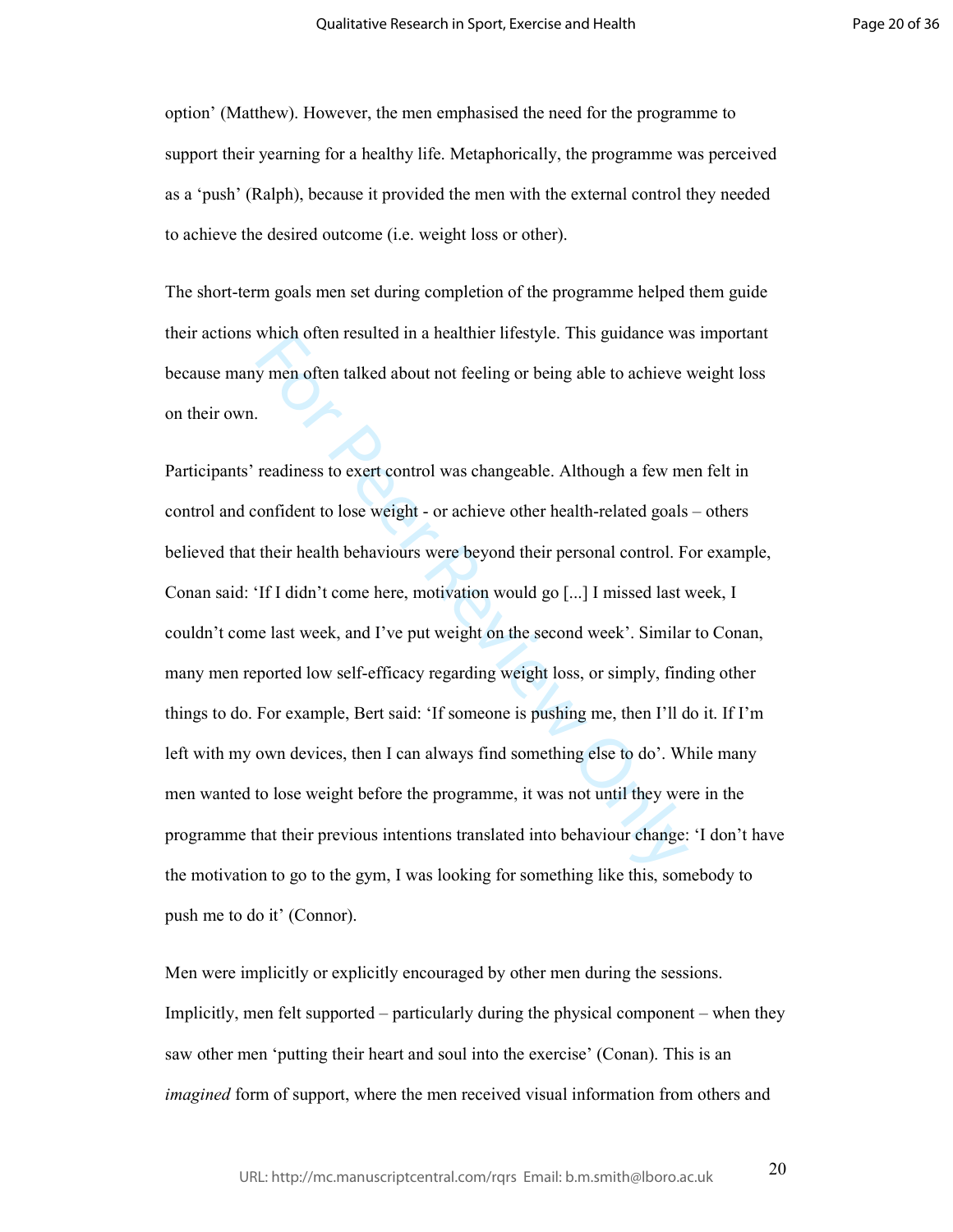option' (Matthew). However, the men emphasised the need for the programme to support their yearning for a healthy life. Metaphorically, the programme was perceived as a 'push' (Ralph), because it provided the men with the external control they needed to achieve the desired outcome (i.e. weight loss or other).

The short-term goals men set during completion of the programme helped them guide their actions which often resulted in a healthier lifestyle. This guidance was important because many men often talked about not feeling or being able to achieve weight loss on their own.

Participants' readiness to exert control was changeable. Although a few men felt in control and confident to lose weight - or achieve other health-related goals – others believed that their health behaviours were beyond their personal control. For example, Conan said: 'If I didn't come here, motivation would go [...] I missed last week, I couldn't come last week, and I've put weight on the second week'. Similar to Conan, many men reported low self-efficacy regarding weight loss, or simply, finding other things to do. For example, Bert said: 'If someone is pushing me, then I'll do it. If I'm left with my own devices, then I can always find something else to do'. While many men wanted to lose weight before the programme, it was not until they were in the programme that their previous intentions translated into behaviour change: 'I don't have the motivation to go to the gym, I was looking for something like this, somebody to push me to do it' (Connor).

Men were implicitly or explicitly encouraged by other men during the sessions. Implicitly, men felt supported – particularly during the physical component – when they saw other men 'putting their heart and soul into the exercise' (Conan). This is an *imagined* form of support, where the men received visual information from others and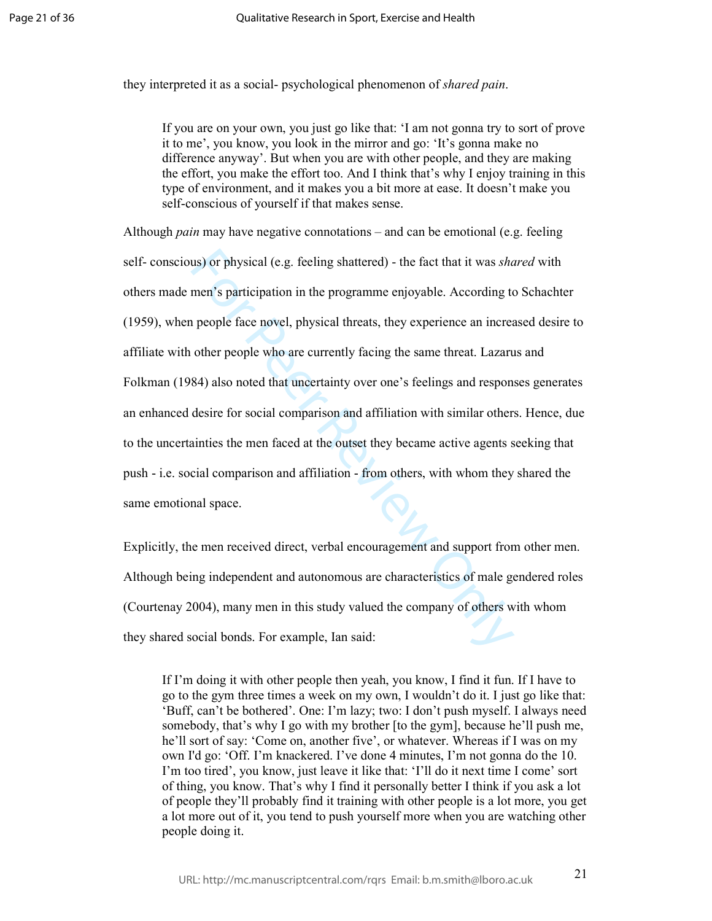they interpreted it as a social- psychological phenomenon of *shared pain*.

> If you are on your own, you just go like that: 'I am not gonna try to sort of prove it to me', you know, you look in the mirror and go: 'It's gonna make no difference anyway'. But when you are with other people, and they are making the effort, you make the effort too. And I think that's why I enjoy training in this type of environment, and it makes you a bit more at ease. It doesn't make you self-conscious of yourself if that makes sense.

Although *pain* may have negative connotations – and can be emotional (e.g. feeling self- conscious) or physical (e.g. feeling shattered) - the fact that it was *shared* with others made men's participation in the programme enjoyable. According to Schachter (1959), when people face novel, physical threats, they experience an increased desire to affiliate with other people who are currently facing the same threat. Lazarus and Folkman (1984) also noted that uncertainty over one's feelings and responses generates an enhanced desire for social comparison and affiliation with similar others. Hence, due to the uncertainties the men faced at the outset they became active agents seeking that push - i.e. social comparison and affiliation - from others, with whom they shared the same emotional space.

Explicitly, the men received direct, verbal encouragement and support from other men. Although being independent and autonomous are characteristics of male gendered roles (Courtenay 2004), many men in this study valued the company of others with whom they shared social bonds. For example, Ian said:

> If I'm doing it with other people then yeah, you know, I find it fun. If I have to go to the gym three times a week on my own, I wouldn't do it. I just go like that: 'Buff, can't be bothered'. One: I'm lazy; two: I don't push myself. I always need somebody, that's why I go with my brother [to the gym], because he'll push me, he'll sort of say: 'Come on, another five', or whatever. Whereas if I was on my own I'd go: 'Off. I'm knackered. I've done 4 minutes, I'm not gonna do the 10. I'm too tired', you know, just leave it like that: 'I'll do it next time I come' sort of thing, you know. That's why I find it personally better I think if you ask a lot of people they'll probably find it training with other people is a lot more, you get a lot more out of it, you tend to push yourself more when you are watching other people doing it.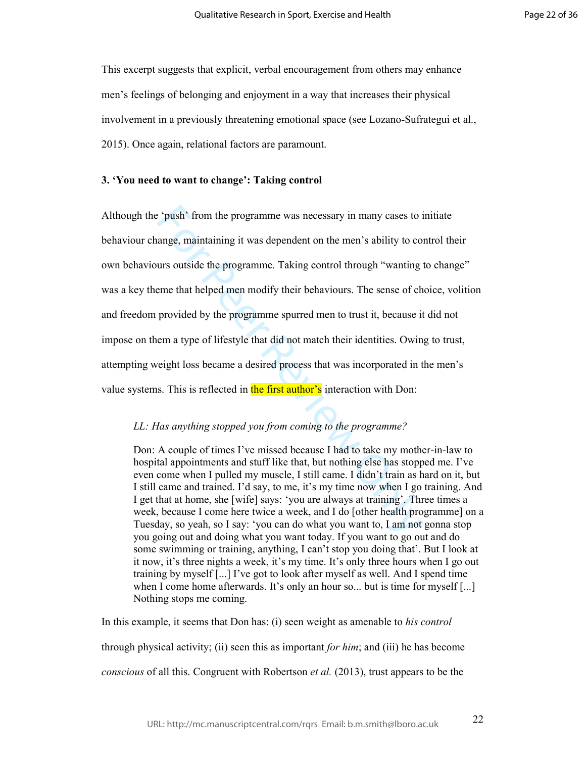This excerpt suggests that explicit, verbal encouragement from others may enhance men's feelings of belonging and enjoyment in a way that increases their physical involvement in a previously threatening emotional space (see Lozano-Sufrategui et al., 2015). Once again, relational factors are paramount.

**3. 'You need to want to change': Taking control**

Although the 'push' from the programme was necessary in many cases to initiate behaviour change, maintaining it was dependent on the men's ability to control their own behaviours outside the programme. Taking control through "wanting to change" was a key theme that helped men modify their behaviours. The sense of choice, volition and freedom provided by the programme spurred men to trust it, because it did not impose on them a type of lifestyle that did not match their identities. Owing to trust, attempting weight loss became a desired process that was incorporated in the men's value systems. This is reflected in the first author's interaction with Don:

> *LL: Has anything stopped you from coming to the programme?*
>
> Don: A couple of times I've missed because I had to take my mother-in-law to hospital appointments and stuff like that, but nothing else has stopped me. I've even come when I pulled my muscle, I still came. I didn't train as hard on it, but I still came and trained. I'd say, to me, it's my time now when I go training. And I get that at home, she [wife] says: 'you are always at training'. Three times a week, because I come here twice a week, and I do [other health programme] on a Tuesday, so yeah, so I say: 'you can do what you want to, I am not gonna stop you going out and doing what you want today. If you want to go out and do some swimming or training, anything, I can't stop you doing that'. But I look at it now, it's three nights a week, it's my time. It's only three hours when I go out training by myself [...] I've got to look after myself as well. And I spend time when I come home afterwards. It's only an hour so... but is time for myself [...] Nothing stops me coming.

In this example, it seems that Don has: (i) seen weight as amenable to *his control* through physical activity; (ii) seen this as important *for him*; and (iii) he has become *conscious* of all this. Congruent with Robertson *et al.* (2013), trust appears to be the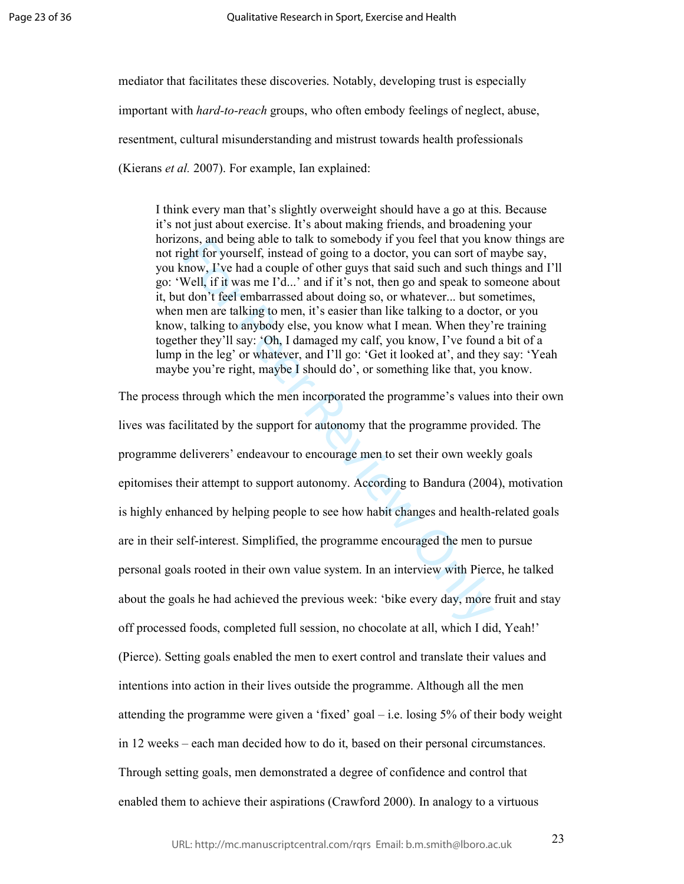mediator that facilitates these discoveries. Notably, developing trust is especially important with *hard-to-reach* groups, who often embody feelings of neglect, abuse, resentment, cultural misunderstanding and mistrust towards health professionals (Kierans *et al.* 2007). For example, Ian explained:

> I think every man that's slightly overweight should have a go at this. Because it's not just about exercise. It's about making friends, and broadening your horizons, and being able to talk to somebody if you feel that you know things are not right for yourself, instead of going to a doctor, you can sort of maybe say, you know, I've had a couple of other guys that said such and such things and I'll go: 'Well, if it was me I'd...' and if it's not, then go and speak to someone about it, but don't feel embarrassed about doing so, or whatever... but sometimes, when men are talking to men, it's easier than like talking to a doctor, or you know, talking to anybody else, you know what I mean. When they're training together they'll say: 'Oh, I damaged my calf, you know, I've found a bit of a lump in the leg' or whatever, and I'll go: 'Get it looked at', and they say: 'Yeah maybe you're right, maybe I should do', or something like that, you know.

The process through which the men incorporated the programme's values into their own lives was facilitated by the support for autonomy that the programme provided. The programme deliverers' endeavour to encourage men to set their own weekly goals epitomises their attempt to support autonomy. According to Bandura (2004), motivation is highly enhanced by helping people to see how habit changes and health-related goals are in their self-interest. Simplified, the programme encouraged the men to pursue personal goals rooted in their own value system. In an interview with Pierce, he talked about the goals he had achieved the previous week: 'bike every day, more fruit and stay off processed foods, completed full session, no chocolate at all, which I did, Yeah!' (Pierce). Setting goals enabled the men to exert control and translate their values and intentions into action in their lives outside the programme. Although all the men attending the programme were given a 'fixed' goal – i.e. losing 5% of their body weight in 12 weeks – each man decided how to do it, based on their personal circumstances. Through setting goals, men demonstrated a degree of confidence and control that enabled them to achieve their aspirations (Crawford 2000). In analogy to a virtuous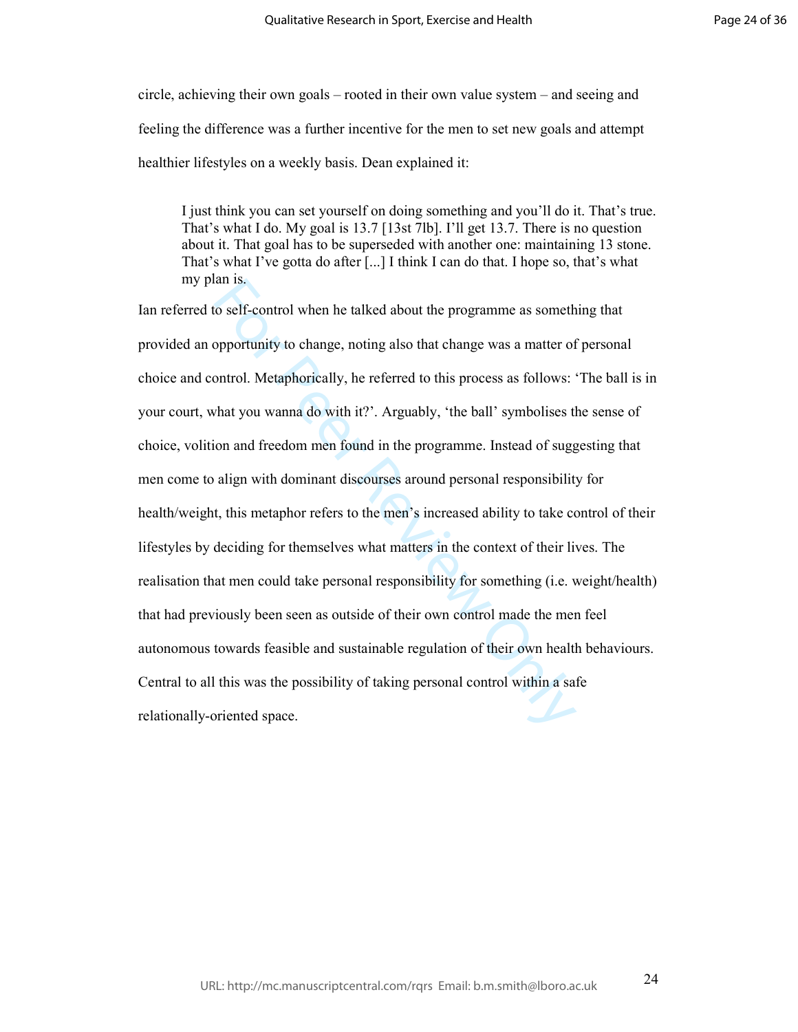circle, achieving their own goals – rooted in their own value system – and seeing and feeling the difference was a further incentive for the men to set new goals and attempt healthier lifestyles on a weekly basis. Dean explained it:

> I just think you can set yourself on doing something and you'll do it. That's true. That's what I do. My goal is 13.7 [13st 7lb]. I'll get 13.7. There is no question about it. That goal has to be superseded with another one: maintaining 13 stone. That's what I've gotta do after [...] I think I can do that. I hope so, that's what my plan is.

Ian referred to self-control when he talked about the programme as something that provided an opportunity to change, noting also that change was a matter of personal choice and control. Metaphorically, he referred to this process as follows: 'The ball is in your court, what you wanna do with it?'. Arguably, 'the ball' symbolises the sense of choice, volition and freedom men found in the programme. Instead of suggesting that men come to align with dominant discourses around personal responsibility for health/weight, this metaphor refers to the men's increased ability to take control of their lifestyles by deciding for themselves what matters in the context of their lives. The realisation that men could take personal responsibility for something (i.e. weight/health) that had previously been seen as outside of their own control made the men feel autonomous towards feasible and sustainable regulation of their own health behaviours. Central to all this was the possibility of taking personal control within a safe relationally-oriented space.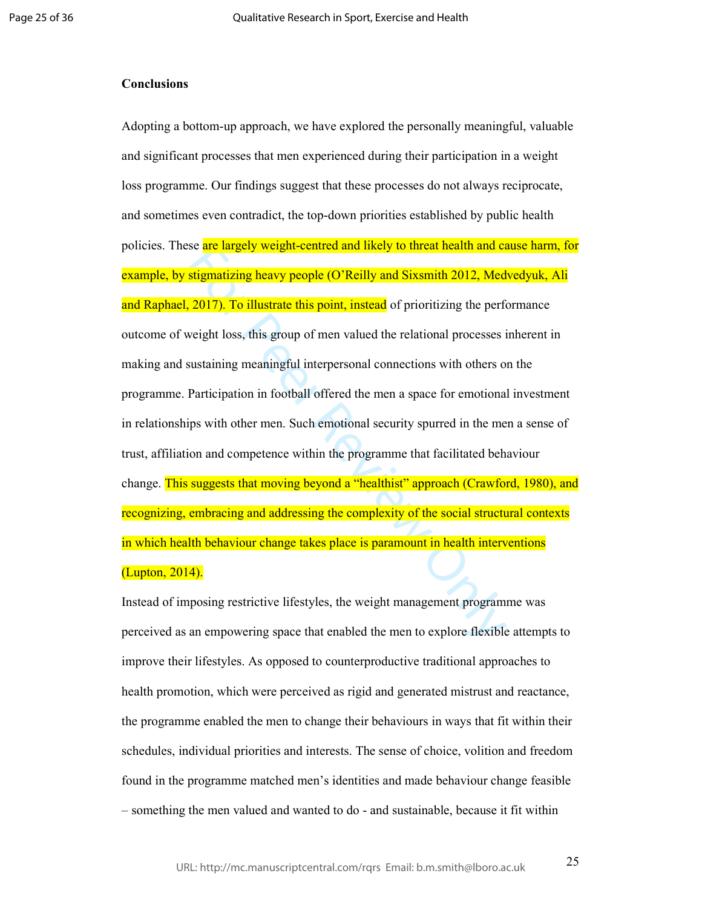**Conclusions**

Adopting a bottom-up approach, we have explored the personally meaningful, valuable and significant processes that men experienced during their participation in a weight loss programme. Our findings suggest that these processes do not always reciprocate, and sometimes even contradict, the top-down priorities established by public health policies. These are largely weight-centred and likely to threat health and cause harm, for example, by stigmatizing heavy people (O'Reilly and Sixsmith 2012, Medvedyuk, Ali and Raphael, 2017). To illustrate this point, instead of prioritizing the performance outcome of weight loss, this group of men valued the relational processes inherent in making and sustaining meaningful interpersonal connections with others on the programme. Participation in football offered the men a space for emotional investment in relationships with other men. Such emotional security spurred in the men a sense of trust, affiliation and competence within the programme that facilitated behaviour change. This suggests that moving beyond a "healthist" approach (Crawford, 1980), and recognizing, embracing and addressing the complexity of the social structural contexts in which health behaviour change takes place is paramount in health interventions (Lupton, 2014).

Instead of imposing restrictive lifestyles, the weight management programme was perceived as an empowering space that enabled the men to explore flexible attempts to improve their lifestyles. As opposed to counterproductive traditional approaches to health promotion, which were perceived as rigid and generated mistrust and reactance, the programme enabled the men to change their behaviours in ways that fit within their schedules, individual priorities and interests. The sense of choice, volition and freedom found in the programme matched men's identities and made behaviour change feasible – something the men valued and wanted to do - and sustainable, because it fit within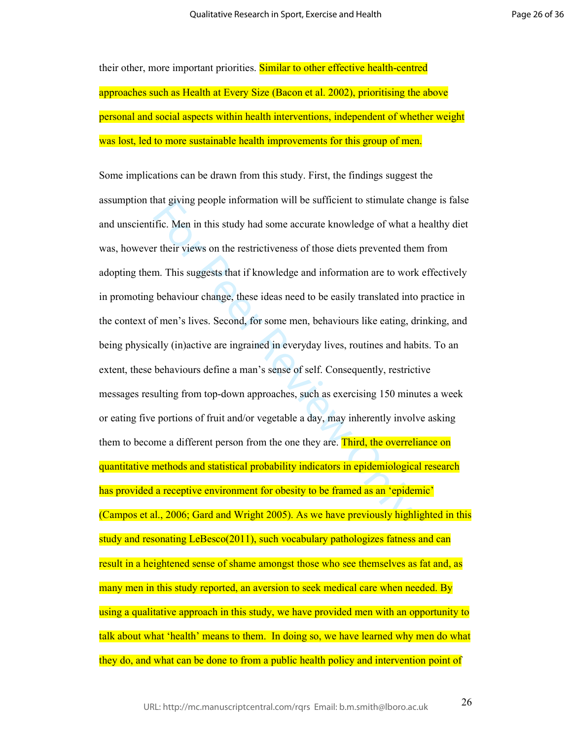their other, more important priorities. Similar to other effective health-centred approaches such as Health at Every Size (Bacon et al. 2002), prioritising the above personal and social aspects within health interventions, independent of whether weight was lost, led to more sustainable health improvements for this group of men.

Some implications can be drawn from this study. First, the findings suggest the assumption that giving people information will be sufficient to stimulate change is false and unscientific. Men in this study had some accurate knowledge of what a healthy diet was, however their views on the restrictiveness of those diets prevented them from adopting them. This suggests that if knowledge and information are to work effectively in promoting behaviour change, these ideas need to be easily translated into practice in the context of men's lives. Second, for some men, behaviours like eating, drinking, and being physically (in)active are ingrained in everyday lives, routines and habits. To an extent, these behaviours define a man's sense of self. Consequently, restrictive messages resulting from top-down approaches, such as exercising 150 minutes a week or eating five portions of fruit and/or vegetable a day, may inherently involve asking them to become a different person from the one they are. Third, the overreliance on quantitative methods and statistical probability indicators in epidemiological research has provided a receptive environment for obesity to be framed as an 'epidemic' (Campos et al., 2006; Gard and Wright 2005). As we have previously highlighted in this study and resonating LeBesco(2011), such vocabulary pathologizes fatness and can result in a heightened sense of shame amongst those who see themselves as fat and, as many men in this study reported, an aversion to seek medical care when needed. By using a qualitative approach in this study, we have provided men with an opportunity to talk about what 'health' means to them. In doing so, we have learned why men do what they do, and what can be done to from a public health policy and intervention point of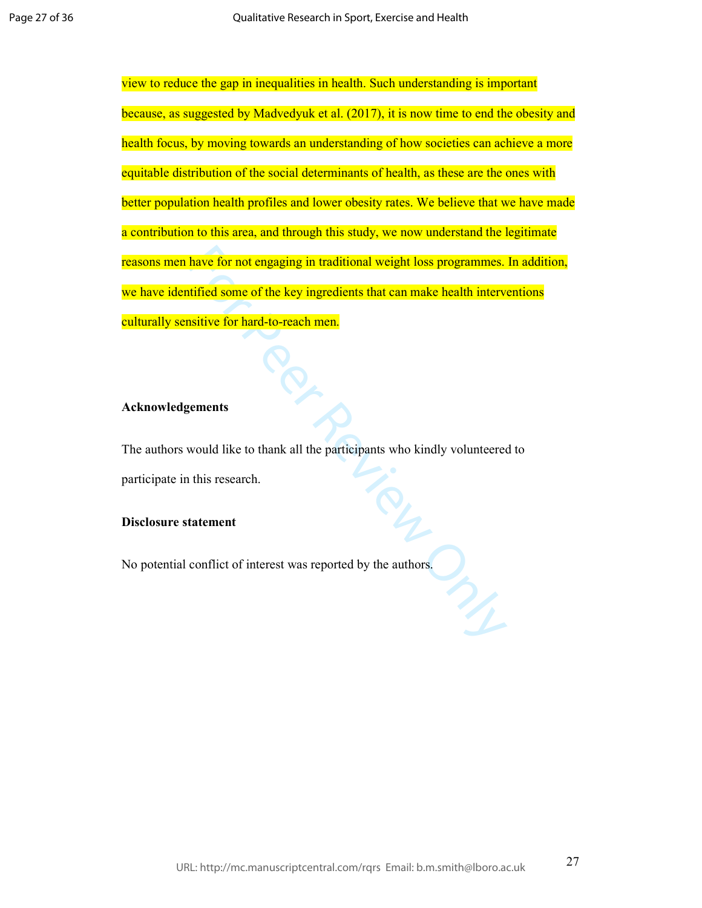view to reduce the gap in inequalities in health. Such understanding is important because, as suggested by Madvedyuk et al. (2017), it is now time to end the obesity and health focus, by moving towards an understanding of how societies can achieve a more equitable distribution of the social determinants of health, as these are the ones with better population health profiles and lower obesity rates. We believe that we have made a contribution to this area, and through this study, we now understand the legitimate reasons men have for not engaging in traditional weight loss programmes. In addition, we have identified some of the key ingredients that can make health interventions culturally sensitive for hard-to-reach men.

**Acknowledgements**

The authors would like to thank all the participants who kindly volunteered to participate in this research.

**Disclosure statement**

No potential conflict of interest was reported by the authors.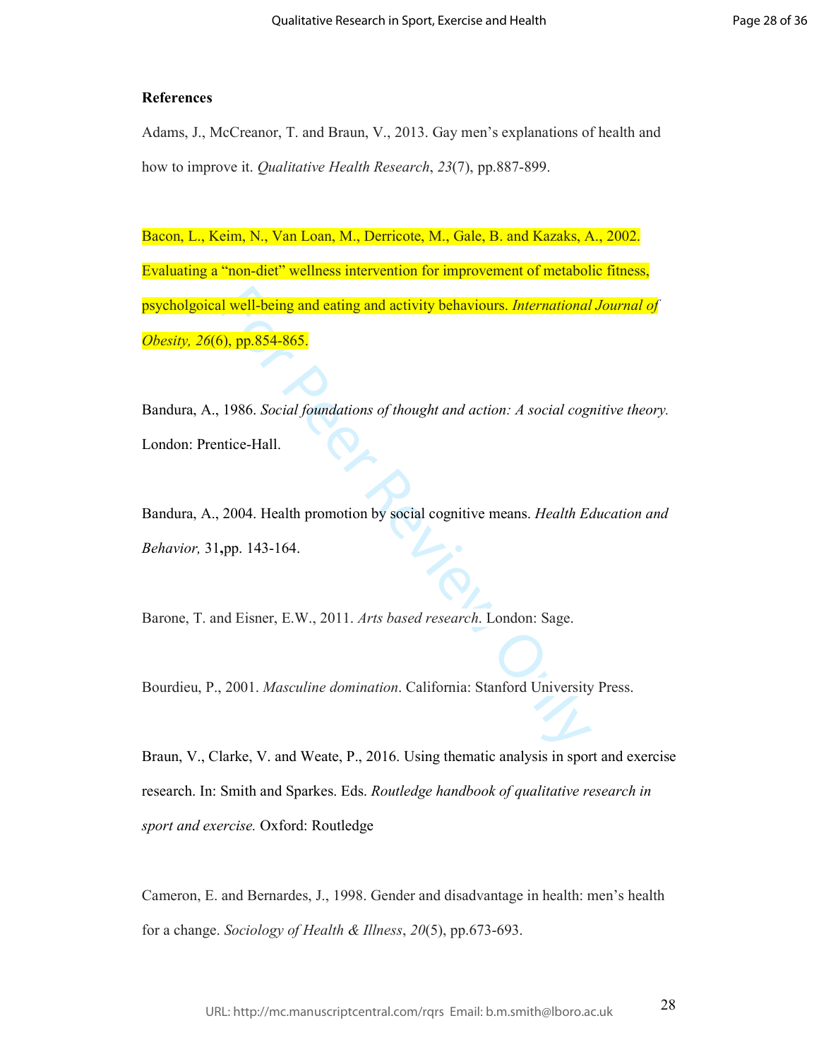**References**

Adams, J., McCreanor, T. and Braun, V., 2013. Gay men's explanations of health and how to improve it. *Qualitative Health Research*, *23*(7), pp.887-899.

Bacon, L., Keim, N., Van Loan, M., Derricote, M., Gale, B. and Kazaks, A., 2002. Evaluating a "non-diet" wellness intervention for improvement of metabolic fitness, psycholgoical well-being and eating and activity behaviours. *International Journal of Obesity, 26*(6), pp.854-865.

Bandura, A., 1986. *Social foundations of thought and action: A social cognitive theory.* London: Prentice-Hall.

Bandura, A., 2004. Health promotion by social cognitive means. *Health Education and Behavior,* 31**,**pp. 143-164.

Barone, T. and Eisner, E.W., 2011. *Arts based research*. London: Sage.

Bourdieu, P., 2001. *Masculine domination*. California: Stanford University Press.

Braun, V., Clarke, V. and Weate, P., 2016. Using thematic analysis in sport and exercise research. In: Smith and Sparkes. Eds. *Routledge handbook of qualitative research in sport and exercise.* Oxford: Routledge

Cameron, E. and Bernardes, J., 1998. Gender and disadvantage in health: men's health for a change. *Sociology of Health & Illness*, *20*(5), pp.673-693.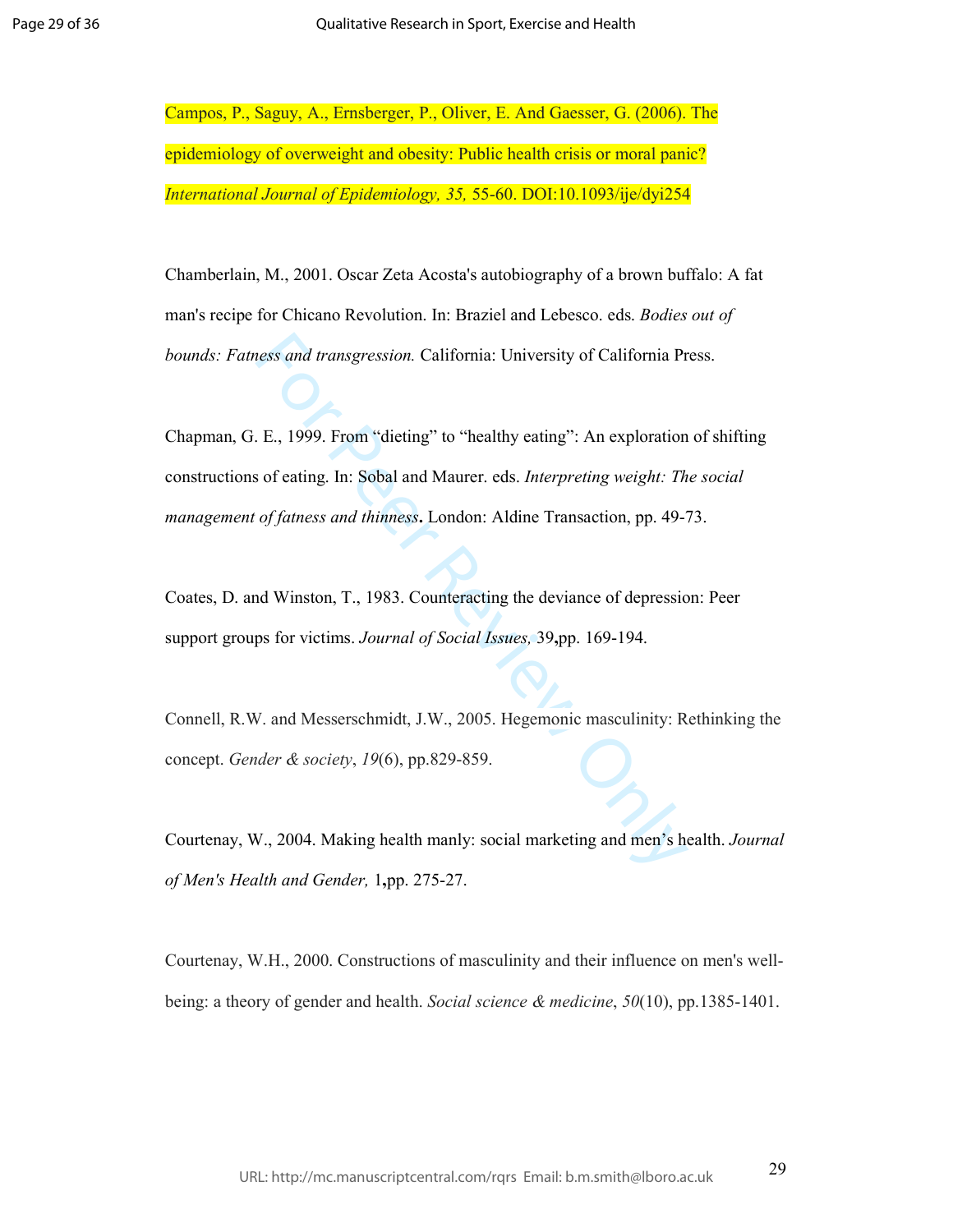Campos, P., Saguy, A., Ernsberger, P., Oliver, E. And Gaesser, G. (2006). The epidemiology of overweight and obesity: Public health crisis or moral panic? *International Journal of Epidemiology, 35,* 55-60. DOI:10.1093/ije/dyi254

Chamberlain, M., 2001. Oscar Zeta Acosta's autobiography of a brown buffalo: A fat man's recipe for Chicano Revolution. In: Braziel and Lebesco. eds. *Bodies out of bounds: Fatness and transgression.* California: University of California Press.

Chapman, G. E., 1999. From "dieting" to "healthy eating": An exploration of shifting constructions of eating. In: Sobal and Maurer. eds. *Interpreting weight: The social management of fatness and thinness***.** London: Aldine Transaction, pp. 49-73.

Coates, D. and Winston, T., 1983. Counteracting the deviance of depression: Peer support groups for victims. *Journal of Social Issues,* 39**,**pp. 169-194.

Connell, R.W. and Messerschmidt, J.W., 2005. Hegemonic masculinity: Rethinking the concept. *Gender & society*, *19*(6), pp.829-859.

Courtenay, W., 2004. Making health manly: social marketing and men's health. *Journal of Men's Health and Gender,* 1**,**pp. 275-27.

Courtenay, W.H., 2000. Constructions of masculinity and their influence on men's well-being: a theory of gender and health. *Social science & medicine*, *50*(10), pp.1385-1401.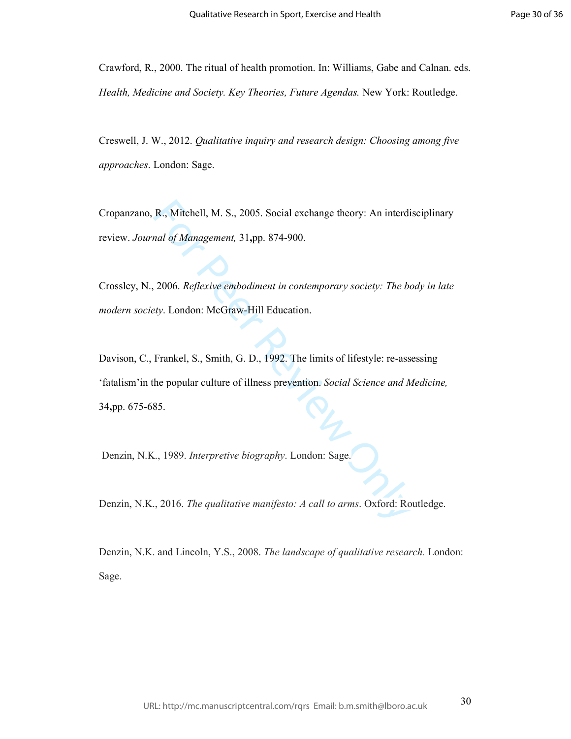Crawford, R., 2000. The ritual of health promotion. In: Williams, Gabe and Calnan. eds. *Health, Medicine and Society. Key Theories, Future Agendas.* New York: Routledge.

Creswell, J. W., 2012. *Qualitative inquiry and research design: Choosing among five approaches*. London: Sage.

Cropanzano, R., Mitchell, M. S., 2005. Social exchange theory: An interdisciplinary review. *Journal of Management,* 31**,**pp. 874-900.

Crossley, N., 2006. *Reflexive embodiment in contemporary society: The body in late modern society*. London: McGraw-Hill Education.

Davison, C., Frankel, S., Smith, G. D., 1992. The limits of lifestyle: re-assessing 'fatalism'in the popular culture of illness prevention. *Social Science and Medicine,* 34**,**pp. 675-685.

Denzin, N.K., 1989. *Interpretive biography*. London: Sage.

Denzin, N.K., 2016. *The qualitative manifesto: A call to arms*. Oxford: Routledge.

Denzin, N.K. and Lincoln, Y.S., 2008. *The landscape of qualitative research.* London: Sage.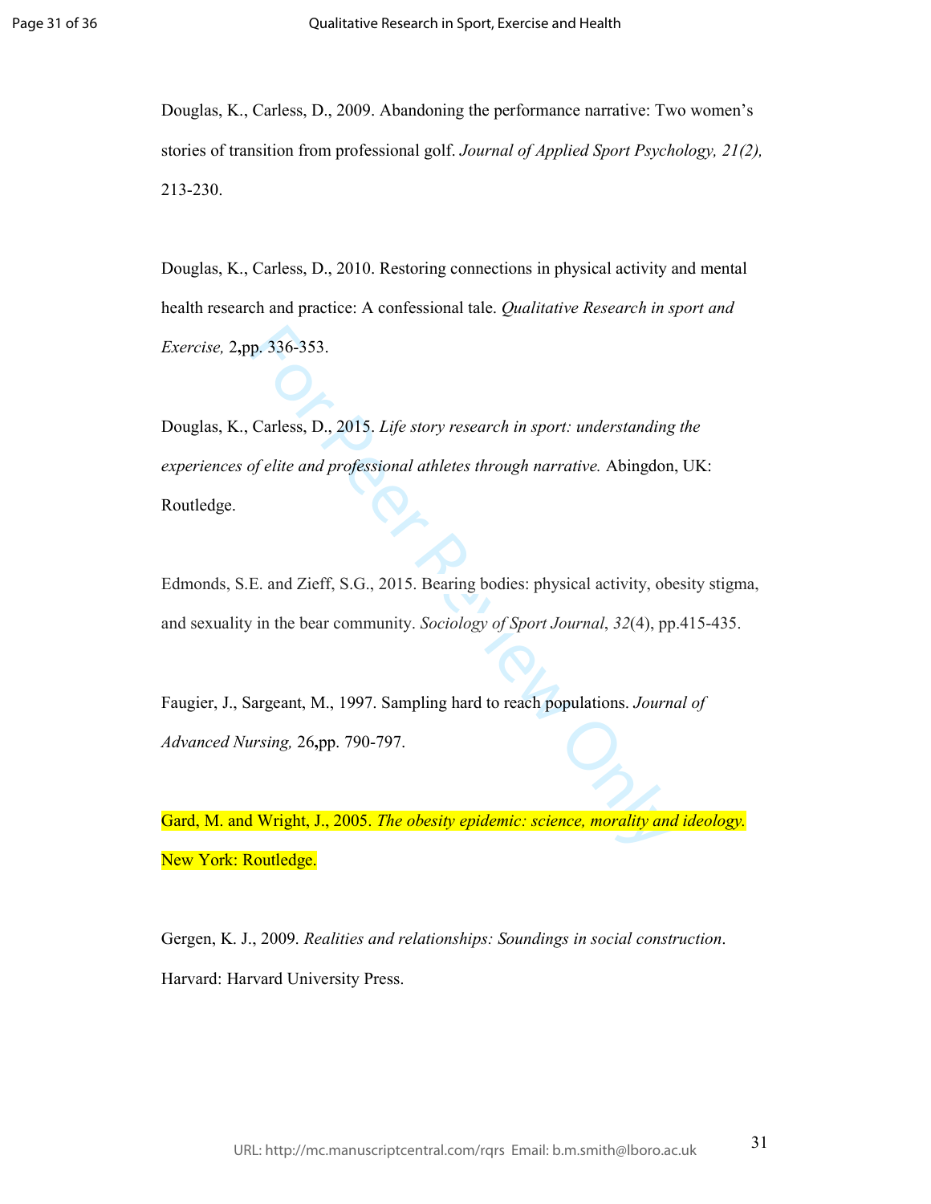Douglas, K., Carless, D., 2009. Abandoning the performance narrative: Two women's stories of transition from professional golf. *Journal of Applied Sport Psychology, 21(2),* 213-230.

Douglas, K., Carless, D., 2010. Restoring connections in physical activity and mental health research and practice: A confessional tale. *Qualitative Research in sport and Exercise,* 2**,**pp. 336-353.

Douglas, K., Carless, D., 2015. *Life story research in sport: understanding the experiences of elite and professional athletes through narrative.* Abingdon, UK: Routledge.

Edmonds, S.E. and Zieff, S.G., 2015. Bearing bodies: physical activity, obesity stigma, and sexuality in the bear community. *Sociology of Sport Journal*, *32*(4), pp.415-435.

Faugier, J., Sargeant, M., 1997. Sampling hard to reach populations. *Journal of Advanced Nursing,* 26**,**pp. 790-797.

Gard, M. and Wright, J., 2005. *The obesity epidemic: science, morality and ideology.* New York: Routledge.

Gergen, K. J., 2009. *Realities and relationships: Soundings in social construction*. Harvard: Harvard University Press.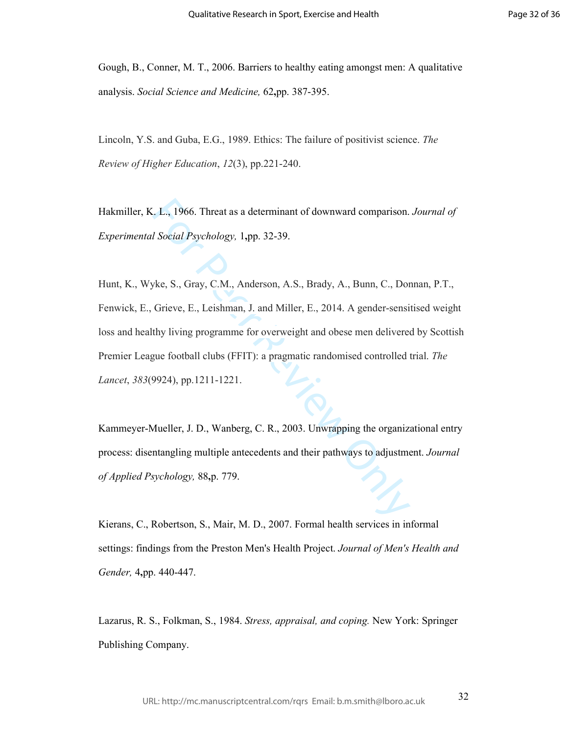Gough, B., Conner, M. T., 2006. Barriers to healthy eating amongst men: A qualitative analysis. *Social Science and Medicine,* 62**,**pp. 387-395.

Lincoln, Y.S. and Guba, E.G., 1989. Ethics: The failure of positivist science. *The Review of Higher Education*, *12*(3), pp.221-240.

Hakmiller, K. L., 1966. Threat as a determinant of downward comparison. *Journal of Experimental Social Psychology,* 1**,**pp. 32-39.

Hunt, K., Wyke, S., Gray, C.M., Anderson, A.S., Brady, A., Bunn, C., Donnan, P.T., Fenwick, E., Grieve, E., Leishman, J. and Miller, E., 2014. A gender-sensitised weight loss and healthy living programme for overweight and obese men delivered by Scottish Premier League football clubs (FFIT): a pragmatic randomised controlled trial. *The Lancet*, *383*(9924), pp.1211-1221.

Kammeyer-Mueller, J. D., Wanberg, C. R., 2003. Unwrapping the organizational entry process: disentangling multiple antecedents and their pathways to adjustment. *Journal of Applied Psychology,* 88**,**p. 779.

Kierans, C., Robertson, S., Mair, M. D., 2007. Formal health services in informal settings: findings from the Preston Men's Health Project. *Journal of Men's Health and Gender,* 4**,**pp. 440-447.

Lazarus, R. S., Folkman, S., 1984. *Stress, appraisal, and coping.* New York: Springer Publishing Company.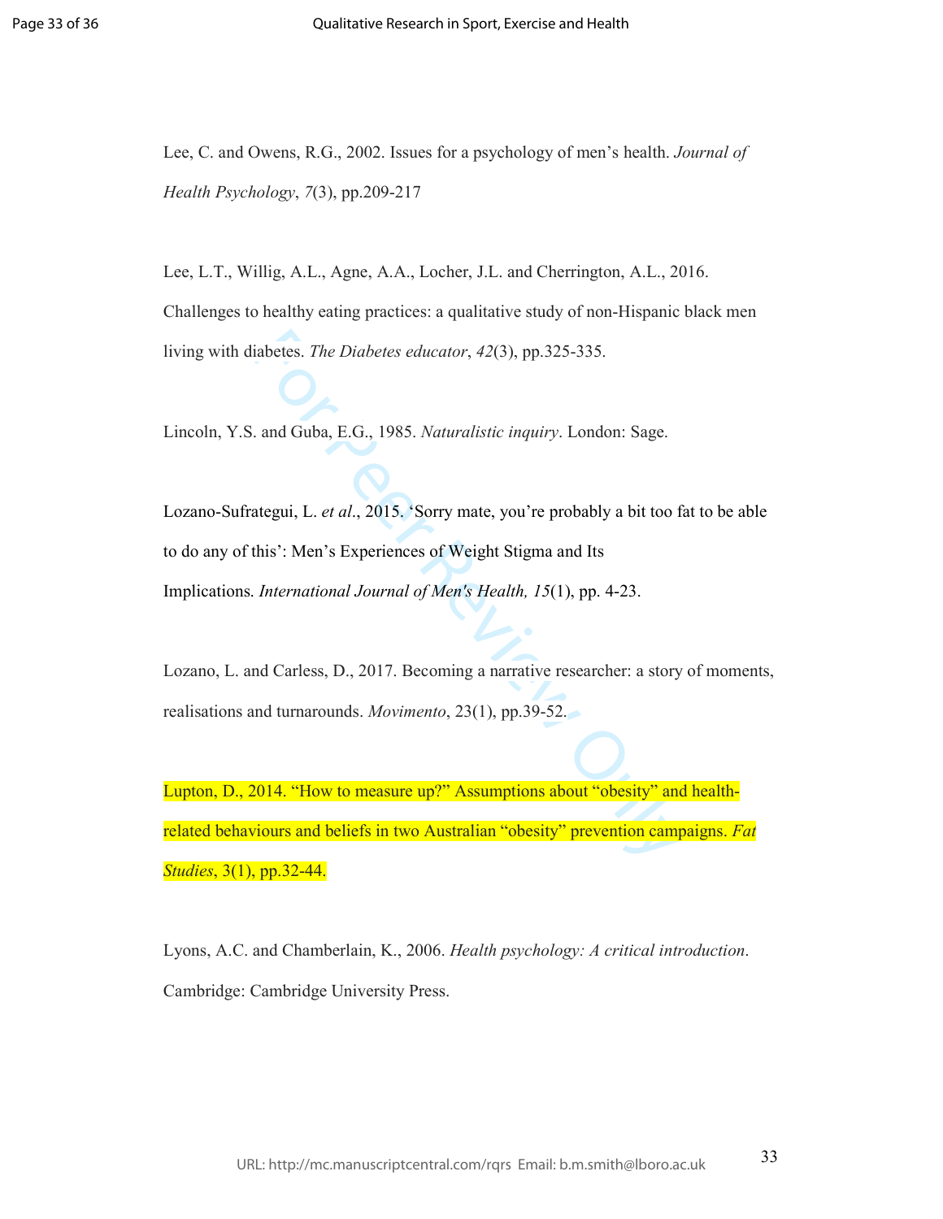Lee, C. and Owens, R.G., 2002. Issues for a psychology of men's health. *Journal of Health Psychology*, *7*(3), pp.209-217

Lee, L.T., Willig, A.L., Agne, A.A., Locher, J.L. and Cherrington, A.L., 2016. Challenges to healthy eating practices: a qualitative study of non-Hispanic black men living with diabetes. *The Diabetes educator*, *42*(3), pp.325-335.

Lincoln, Y.S. and Guba, E.G., 1985. *Naturalistic inquiry*. London: Sage.

Lozano-Sufrategui, L. *et al*., 2015. 'Sorry mate, you're probably a bit too fat to be able to do any of this': Men's Experiences of Weight Stigma and Its Implications. *International Journal of Men's Health, 15*(1), pp. 4-23.

Lozano, L. and Carless, D., 2017. Becoming a narrative researcher: a story of moments, realisations and turnarounds. *Movimento*, 23(1), pp.39-52.

Lupton, D., 2014. "How to measure up?" Assumptions about "obesity" and health-related behaviours and beliefs in two Australian "obesity" prevention campaigns. *Fat Studies*, 3(1), pp.32-44.

Lyons, A.C. and Chamberlain, K., 2006. *Health psychology: A critical introduction*. Cambridge: Cambridge University Press.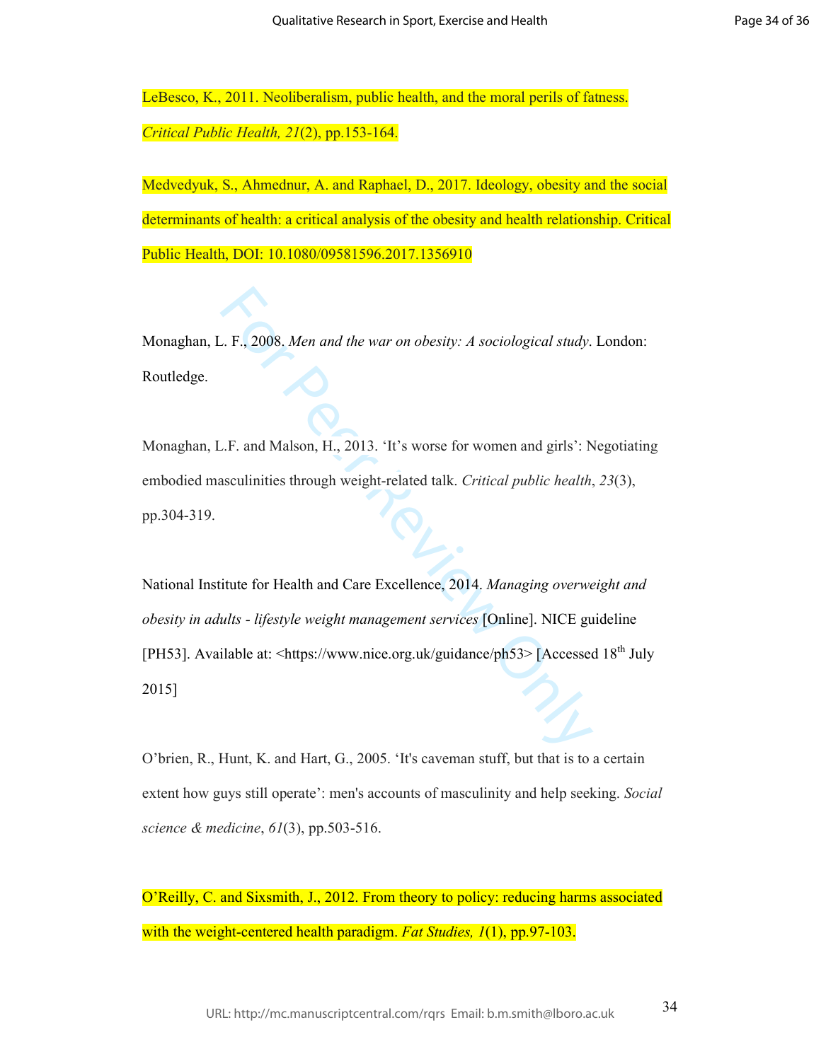LeBesco, K., 2011. Neoliberalism, public health, and the moral perils of fatness. *Critical Public Health, 21*(2), pp.153-164.

Medvedyuk, S., Ahmednur, A. and Raphael, D., 2017. Ideology, obesity and the social determinants of health: a critical analysis of the obesity and health relationship. Critical Public Health, DOI: 10.1080/09581596.2017.1356910

Monaghan, L. F., 2008. *Men and the war on obesity: A sociological study*. London: Routledge.

Monaghan, L.F. and Malson, H., 2013. 'It's worse for women and girls': Negotiating embodied masculinities through weight-related talk. *Critical public health*, *23*(3), pp.304-319.

National Institute for Health and Care Excellence, 2014. *Managing overweight and obesity in adults - lifestyle weight management services* [Online]. NICE guideline [PH53]. Available at: <https://www.nice.org.uk/guidance/ph53> [Accessed 18th July 2015]

O'brien, R., Hunt, K. and Hart, G., 2005. 'It's caveman stuff, but that is to a certain extent how guys still operate': men's accounts of masculinity and help seeking. *Social science & medicine*, *61*(3), pp.503-516.

O'Reilly, C. and Sixsmith, J., 2012. From theory to policy: reducing harms associated with the weight-centered health paradigm. *Fat Studies, 1*(1), pp.97-103.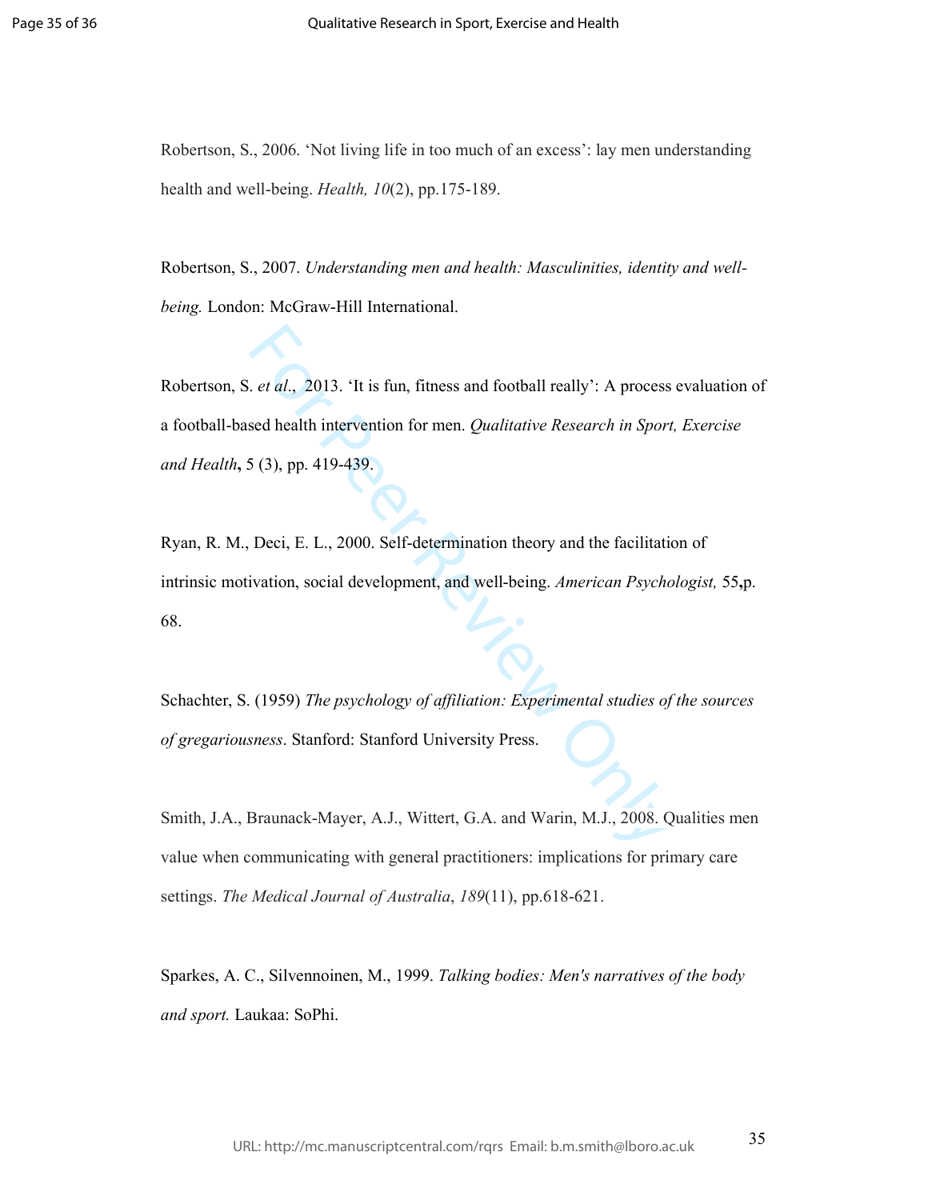Robertson, S., 2006. ‘Not living life in too much of an excess’: lay men understanding health and well-being. *Health, 10*(2), pp.175-189.

Robertson, S., 2007. *Understanding men and health: Masculinities, identity and well-being.* London: McGraw-Hill International.

Robertson, S. *et al*., 2013. ‘It is fun, fitness and football really’: A process evaluation of a football-based health intervention for men. *Qualitative Research in Sport, Exercise and Health*, 5 (3), pp. 419-439.

Ryan, R. M., Deci, E. L., 2000. Self-determination theory and the facilitation of intrinsic motivation, social development, and well-being. *American Psychologist,* 55**,**p. 68.

Schachter, S. (1959) *The psychology of affiliation: Experimental studies of the sources of gregariousness*. Stanford: Stanford University Press.

Smith, J.A., Braunack-Mayer, A.J., Wittert, G.A. and Warin, M.J., 2008. Qualities men value when communicating with general practitioners: implications for primary care settings. *The Medical Journal of Australia*, *189*(11), pp.618-621.

Sparkes, A. C., Silvennoinen, M., 1999. *Talking bodies: Men's narratives of the body and sport.* Laukaa: SoPhi.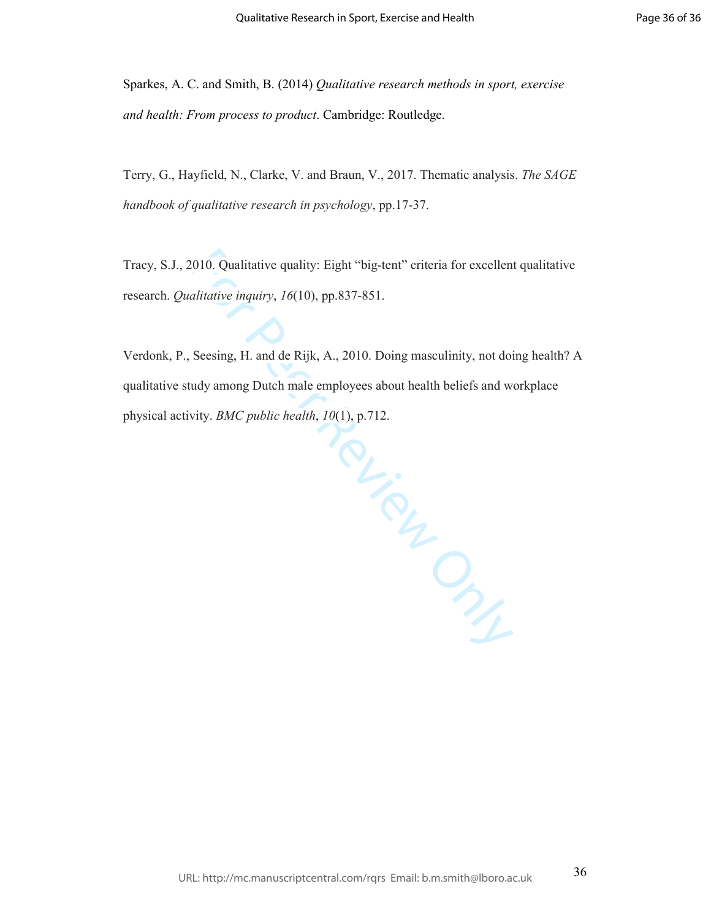Sparkes, A. C. and Smith, B. (2014) *Qualitative research methods in sport, exercise and health: From process to product*. Cambridge: Routledge.

Terry, G., Hayfield, N., Clarke, V. and Braun, V., 2017. Thematic analysis. *The SAGE handbook of qualitative research in psychology*, pp.17-37.

Tracy, S.J., 2010. Qualitative quality: Eight "big-tent" criteria for excellent qualitative research. *Qualitative inquiry*, *16*(10), pp.837-851.

Verdonk, P., Seesing, H. and de Rijk, A., 2010. Doing masculinity, not doing health? A qualitative study among Dutch male employees about health beliefs and workplace physical activity. *BMC public health*, *10*(1), p.712.